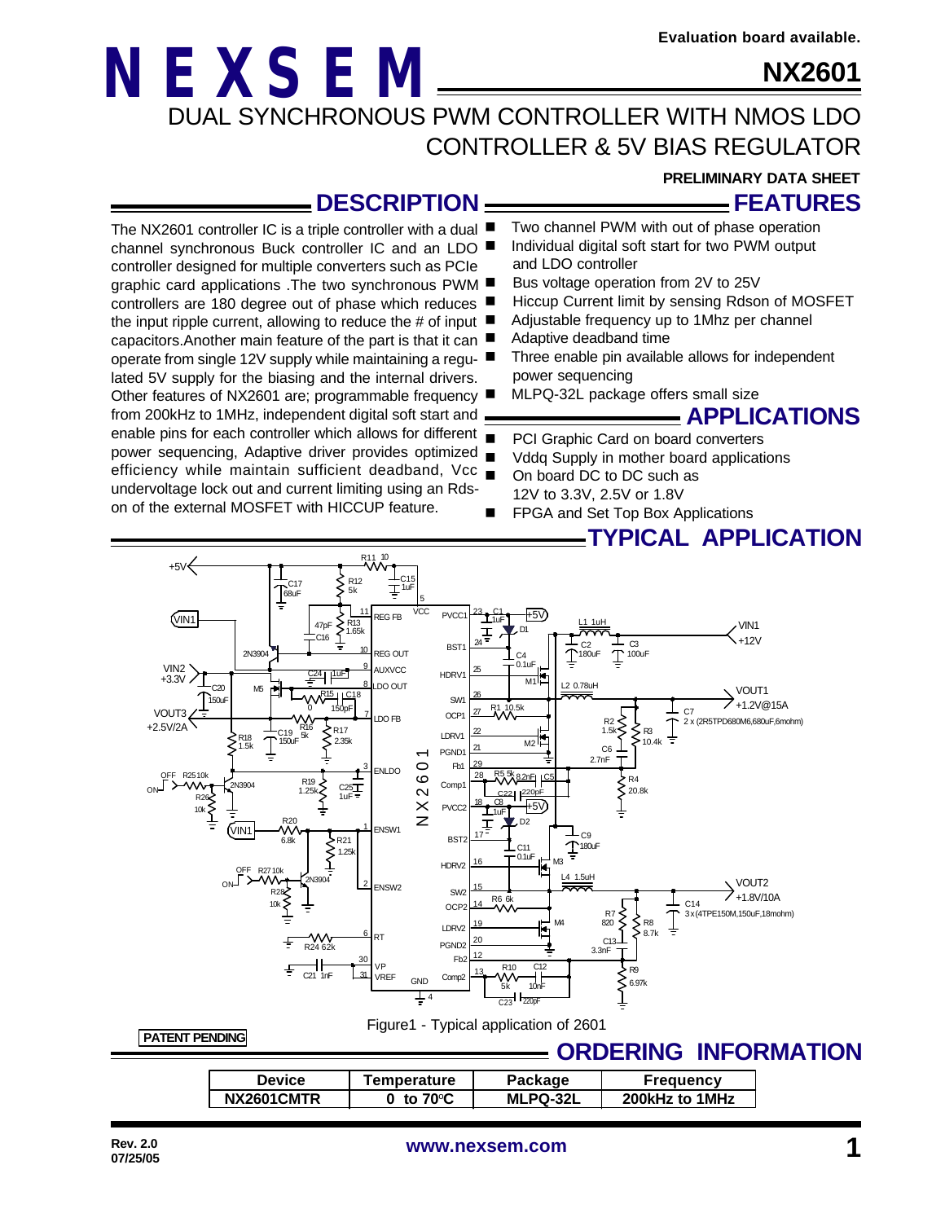Evaluation board available.

# NEXSEM

# NX2601

## DUAL SYNCHRONOUS PWM CONTROLLER WITH NMOS LDO CONTROLLER & 5V BIAS REGULATOR

**PRELIMINARY DATA SHEET**

## DESCRIPTION

The NX2601 controller IC is a triple controller with a dual channel synchronous Buck controller IC and an LDO controller designed for multiple converters such as PCIe graphic card applications .The two synchronous PWM controllers are 180 degree out of phase which reduces the input ripple current, allowing to reduce the # of input capacitors.Another main feature of the part is that it can operate from single 12V supply while maintaining a regulated 5V supply for the biasing and the internal drivers. Other features of NX2601 are; programmable frequency from 200kHz to 1MHz, independent digital soft start and enable pins for each controller which allows for different power sequencing, Adaptive driver provides optimized efficiency while maintain sufficient deadband, Vcc undervoltage lock out and current limiting using an Rds-on of the external MOSFET with HICCUP feature.

## FEATURES

- Two channel PWM with out of phase operation
- Individual digital soft start for two PWM output and LDO controller
- Bus voltage operation from 2V to 25V
- Hiccup Current limit by sensing Rdson of MOSFET
- Adjustable frequency up to 1Mhz per channel
- Adaptive deadband time
- Three enable pin available allows for independent power sequencing
- MLPQ-32L package offers small size

## APPLICATIONS

- PCI Graphic Card on board converters
- Vddq Supply in mother board applications
- On board DC to DC such as 12V to 3.3V, 2.5V or 1.8V
- FPGA and Set Top Box Applications

## TYPICAL APPLICATION

Figure1 - Typical application of 2601

**PATENT PENDING**

## ORDERING INFORMATION

| Device | Temperature | Package | Frequency |
|---|---|---|---|
| NX2601CMTR | 0 to 70°C | MLPQ-32L | 200kHz to 1MHz |

Rev. 2.0
07/25/05

www.nexsem.com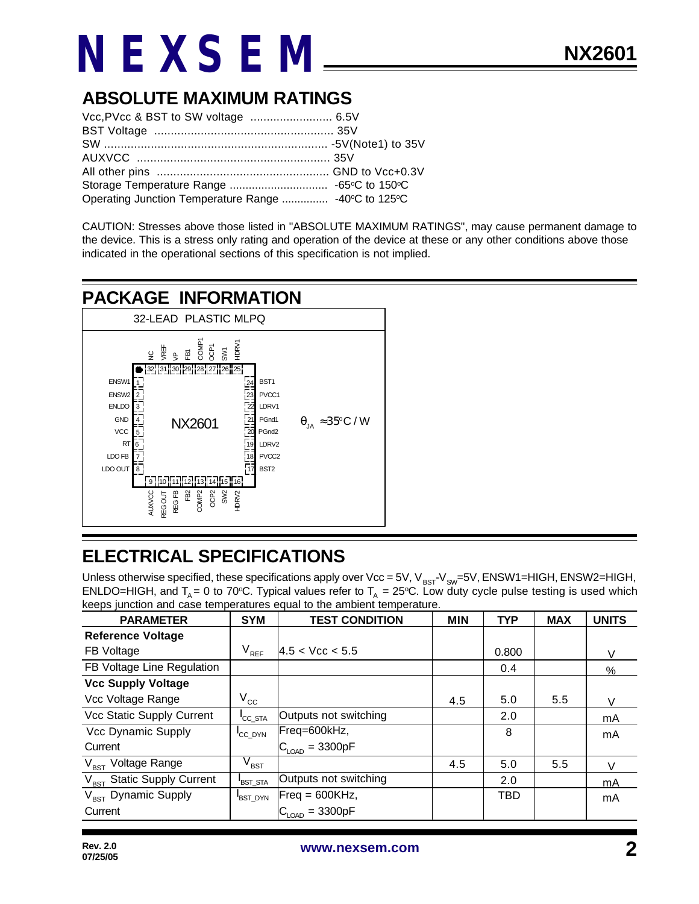## ABSOLUTE MAXIMUM RATINGS

Vcc,PVcc & BST to SW voltage ......................... 6.5V
BST Voltage ...................................................... 35V
SW .................................................................... -5V(Note1) to 35V
AUXVCC .......................................................... 35V
All other pins .................................................... GND to Vcc+0.3V
Storage Temperature Range .............................. -65°C to 150°C
Operating Junction Temperature Range .............. -40°C to 125°C

CAUTION: Stresses above those listed in "ABSOLUTE MAXIMUM RATINGS", may cause permanent damage to the device. This is a stress only rating and operation of the device at these or any other conditions above those indicated in the operational sections of this specification is not implied.

## PACKAGE INFORMATION

32-LEAD PLASTIC MLPQ

| Pin | Name | Pin | Name |
|---|---|---|---|
| 1 | ENSW1 | 17 | BST2 |
| 2 | ENSW2 | 18 | PVCC2 |
| 3 | ENLDO | 19 | LDRV2 |
| 4 | GND | 20 | PGnd2 |
| 5 | VCC | 21 | PGnd1 |
| 6 | RT | 22 | LDRV1 |
| 7 | LDO FB | 23 | PVCC1 |
| 8 | LDO OUT | 24 | BST1 |
| 9 | AUXVCC | 25 | HDRV1 |
| 10 | REG OUT | 26 | SW1 |
| 11 | REG FB | 27 | OCP1 |
| 12 | FB2 | 28 | COMP1 |
| 13 | COMP2 | 29 | FB1 |
| 14 | OCP2 | 30 | VP |
| 15 | SW2 | 31 | VREF |
| 16 | HDRV2 | 32 | NC |

NX2601

$\theta_{JA} \approx 35^{o}C/W$

## ELECTRICAL SPECIFICATIONS

Unless otherwise specified, these specifications apply over Vcc = 5V, $V_{BST}$-$V_{SW}$=5V, ENSW1=HIGH, ENSW2=HIGH, ENLDO=HIGH, and $T_A$ = 0 to 70°C. Typical values refer to $T_A$ = 25°C. Low duty cycle pulse testing is used which keeps junction and case temperatures equal to the ambient temperature.

| PARAMETER | SYM | TEST CONDITION | MIN | TYP | MAX | UNITS |
|---|---|---|---|---|---|---|
| **Reference Voltage** | | | | | | |
| FB Voltage | $V_{REF}$ | 4.5 < Vcc < 5.5 | | 0.800 | | V |
| FB Voltage Line Regulation | | | | 0.4 | | % |
| **Vcc Supply Voltage** | | | | | | |
| Vcc Voltage Range | $V_{CC}$ | | 4.5 | 5.0 | 5.5 | V |
| Vcc Static Supply Current | $I_{CC\_STA}$ | Outputs not switching | | 2.0 | | mA |
| Vcc Dynamic Supply Current | $I_{CC\_DYN}$ | Freq=600kHz, $C_{LOAD}$ = 3300pF | | 8 | | mA |
| $V_{BST}$ Voltage Range | $V_{BST}$ | | 4.5 | 5.0 | 5.5 | V |
| $V_{BST}$ Static Supply Current | $I_{BST\_STA}$ | Outputs not switching | | 2.0 | | mA |
| $V_{BST}$ Dynamic Supply Current | $I_{BST\_DYN}$ | Freq = 600KHz, $C_{LOAD}$ = 3300pF | | TBD | | mA |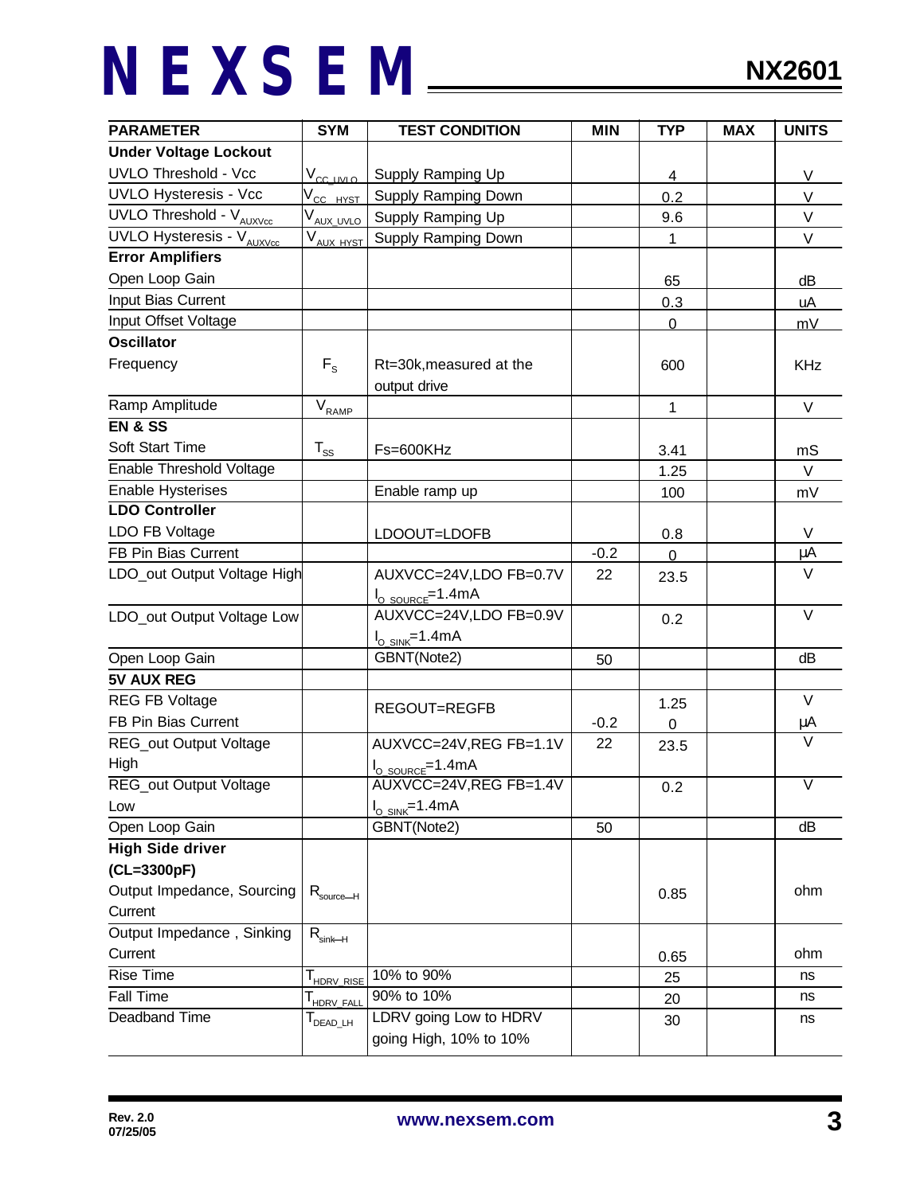| PARAMETER | SYM | TEST CONDITION | MIN | TYP | MAX | UNITS |
|---|---|---|---|---|---|---|
| **Under Voltage Lockout** | | | | | | |
| UVLO Threshold - Vcc | $V_{CC\_UVLO}$ | Supply Ramping Up | | 4 | | V |
| UVLO Hysteresis - Vcc | $V_{CC\_HYST}$ | Supply Ramping Down | | 0.2 | | V |
| UVLO Threshold - $V_{AUXVcc}$ | $V_{AUX\_UVLO}$ | Supply Ramping Up | | 9.6 | | V |
| UVLO Hysteresis - $V_{AUXVcc}$ | $V_{AUX\_HYST}$ | Supply Ramping Down | | 1 | | V |
| **Error Amplifiers** | | | | | | |
| Open Loop Gain | | | | 65 | | dB |
| Input Bias Current | | | | 0.3 | | uA |
| Input Offset Voltage | | | | 0 | | mV |
| **Oscillator** | | | | | | |
| Frequency | $F_S$ | Rt=30k,measured at the output drive | | 600 | | KHz |
| Ramp Amplitude | $V_{RAMP}$ | | | 1 | | V |
| **EN & SS** | | | | | | |
| Soft Start Time | $T_{SS}$ | Fs=600KHz | | 3.41 | | mS |
| Enable Threshold Voltage | | | | 1.25 | | V |
| Enable Hysterises | | Enable ramp up | | 100 | | mV |
| **LDO Controller** | | | | | | |
| LDO FB Voltage | | LDOOUT=LDOFB | | 0.8 | | V |
| FB Pin Bias Current | | | -0.2 | 0 | | µA |
| LDO_out Output Voltage High | | AUXVCC=24V,LDO FB=0.7V $I_{O\_SOURCE}$=1.4mA | 22 | 23.5 | | V |
| LDO_out Output Voltage Low | | AUXVCC=24V,LDO FB=0.9V $I_{O\_SINK}$=1.4mA | | 0.2 | | V |
| Open Loop Gain | | GBNT(Note2) | 50 | | | dB |
| **5V AUX REG** | | | | | | |
| REG FB Voltage | | REGOUT=REGFB | | 1.25 | | V |
| FB Pin Bias Current | | | -0.2 | 0 | | µA |
| REG_out Output Voltage High | | AUXVCC=24V,REG FB=1.1V $I_{O\_SOURCE}$=1.4mA | 22 | 23.5 | | V |
| REG_out Output Voltage Low | | AUXVCC=24V,REG FB=1.4V $I_{O\_SINK}$=1.4mA | | 0.2 | | V |
| Open Loop Gain | | GBNT(Note2) | 50 | | | dB |
| **High Side driver (CL=3300pF)** | | | | | | |
| Output Impedance, Sourcing Current | $R_{source\_H}$ | | | 0.85 | | ohm |
| Output Impedance , Sinking Current | $R_{sink\_H}$ | | | 0.65 | | ohm |
| Rise Time | $T_{HDRV\_RISE}$ | 10% to 90% | | 25 | | ns |
| Fall Time | $T_{HDRV\_FALL}$ | 90% to 10% | | 20 | | ns |
| Deadband Time | $T_{DEAD\_LH}$ | LDRV going Low to HDRV going High, 10% to 10% | | 30 | | ns |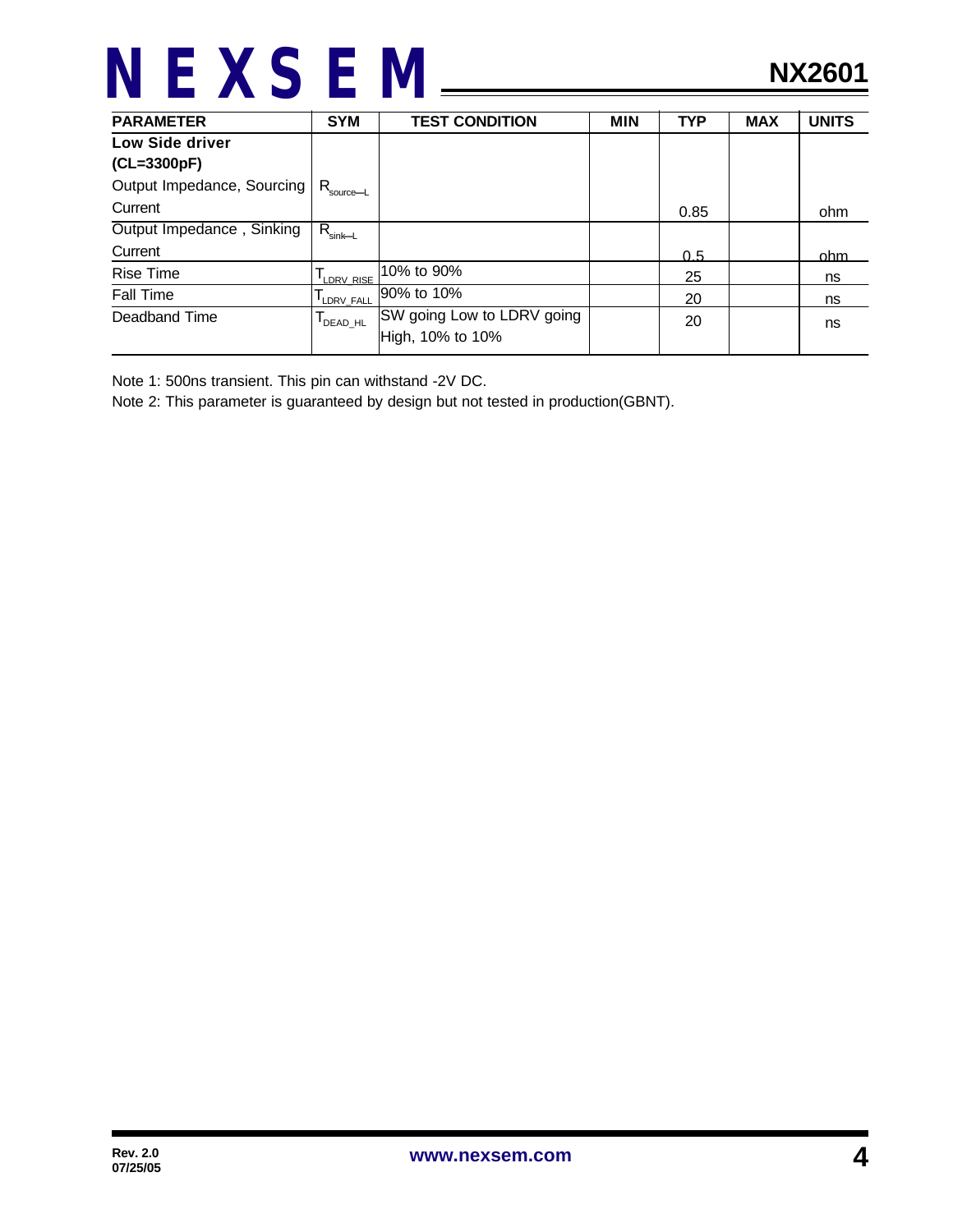| PARAMETER | SYM | TEST CONDITION | MIN | TYP | MAX | UNITS |
|---|---|---|---|---|---|---|
| **Low Side driver (CL=3300pF)** | | | | | | |
| Output Impedance, Sourcing Current | $R_{source-L}$ | | | 0.85 | | ohm |
| Output Impedance , Sinking Current | $R_{sink-L}$ | | | 0.5 | | ohm |
| Rise Time | $T_{LDRV\_RISE}$ | 10% to 90% | | 25 | | ns |
| Fall Time | $T_{LDRV\_FALL}$ | 90% to 10% | | 20 | | ns |
| Deadband Time | $T_{DEAD\_HL}$ | SW going Low to LDRV going High, 10% to 10% | | 20 | | ns |

Note 1: 500ns transient. This pin can withstand -2V DC.

Note 2: This parameter is guaranteed by design but not tested in production(GBNT).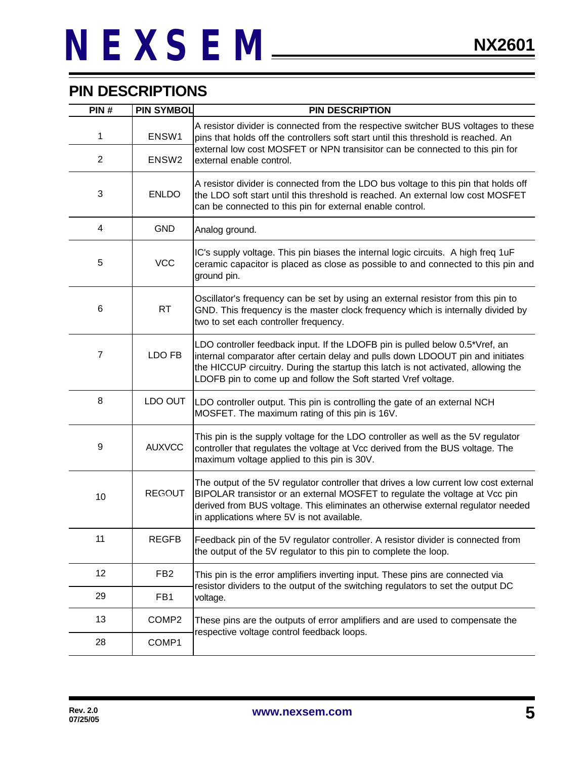## PIN DESCRIPTIONS

| PIN # | PIN SYMBOL | PIN DESCRIPTION |
|---|---|---|
| 1 | ENSW1 | A resistor divider is connected from the respective switcher BUS voltages to these pins that holds off the controllers soft start until this threshold is reached. An external low cost MOSFET or NPN transisitor can be connected to this pin for external enable control. |
| 2 | ENSW2 | |
| 3 | ENLDO | A resistor divider is connected from the LDO bus voltage to this pin that holds off the LDO soft start until this threshold is reached. An external low cost MOSFET can be connected to this pin for external enable control. |
| 4 | GND | Analog ground. |
| 5 | VCC | IC's supply voltage. This pin biases the internal logic circuits. A high freq 1uF ceramic capacitor is placed as close as possible to and connected to this pin and ground pin. |
| 6 | RT | Oscillator's frequency can be set by using an external resistor from this pin to GND. This frequency is the master clock frequency which is internally divided by two to set each controller frequency. |
| 7 | LDO FB | LDO controller feedback input. If the LDOFB pin is pulled below 0.5*Vref, an internal comparator after certain delay and pulls down LDOOUT pin and initiates the HICCUP circuitry. During the startup this latch is not activated, allowing the LDOFB pin to come up and follow the Soft started Vref voltage. |
| 8 | LDO OUT | LDO controller output. This pin is controlling the gate of an external NCH MOSFET. The maximum rating of this pin is 16V. |
| 9 | AUXVCC | This pin is the supply voltage for the LDO controller as well as the 5V regulator controller that regulates the voltage at Vcc derived from the BUS voltage. The maximum voltage applied to this pin is 30V. |
| 10 | REGOUT | The output of the 5V regulator controller that drives a low current low cost external BIPOLAR transistor or an external MOSFET to regulate the voltage at Vcc pin derived from BUS voltage. This eliminates an otherwise external regulator needed in applications where 5V is not available. |
| 11 | REGFB | Feedback pin of the 5V regulator controller. A resistor divider is connected from the output of the 5V regulator to this pin to complete the loop. |
| 12 | FB2 | This pin is the error amplifiers inverting input. These pins are connected via resistor dividers to the output of the switching regulators to set the output DC voltage. |
| 29 | FB1 | |
| 13 | COMP2 | These pins are the outputs of error amplifiers and are used to compensate the respective voltage control feedback loops. |
| 28 | COMP1 | |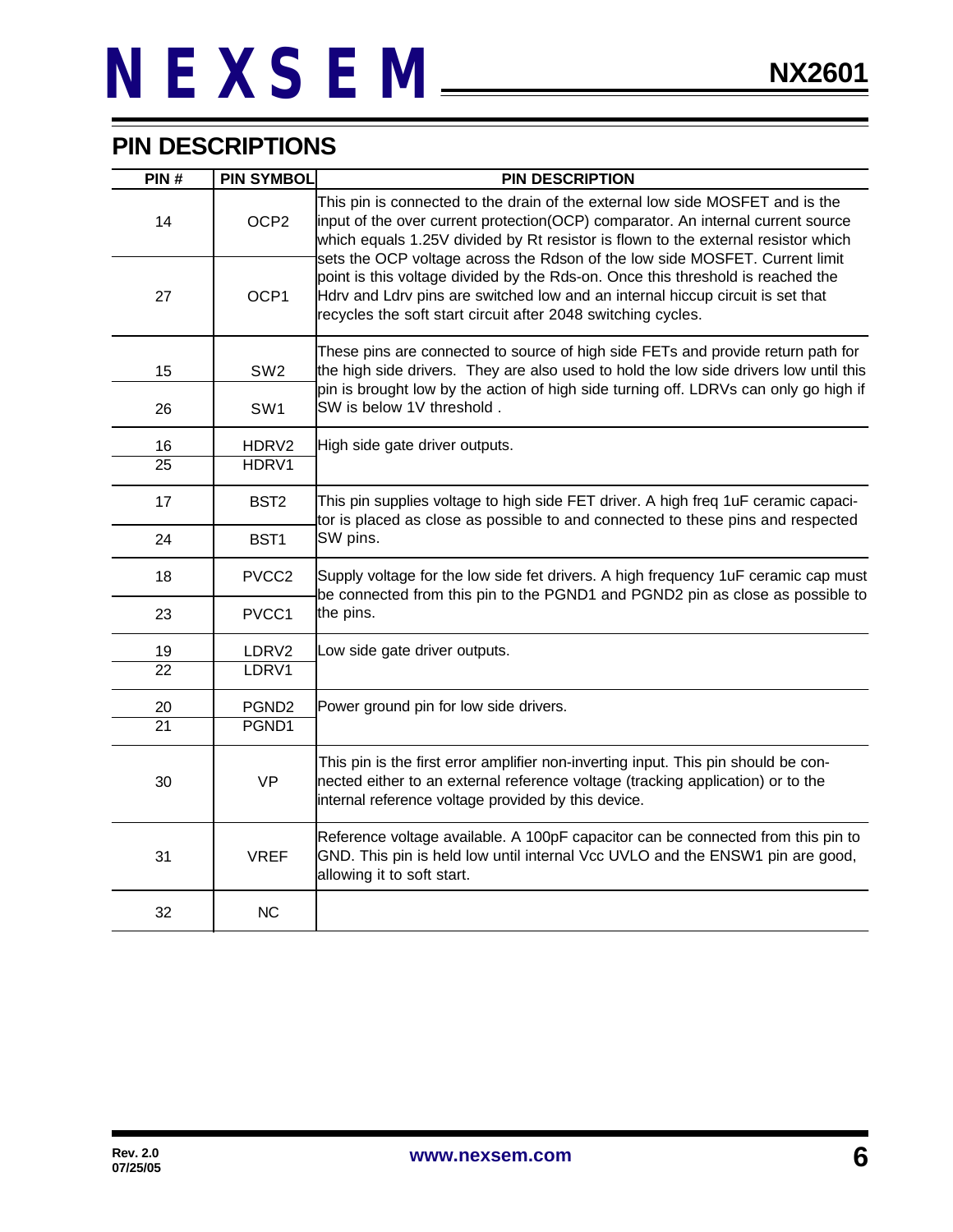## PIN DESCRIPTIONS

| PIN # | PIN SYMBOL | PIN DESCRIPTION |
|---|---|---|
| 14 | OCP2 | This pin is connected to the drain of the external low side MOSFET and is the input of the over current protection(OCP) comparator. An internal current source which equals 1.25V divided by Rt resistor is flown to the external resistor which sets the OCP voltage across the Rdson of the low side MOSFET. Current limit point is this voltage divided by the Rds-on. Once this threshold is reached the Hdrv and Ldrv pins are switched low and an internal hiccup circuit is set that recycles the soft start circuit after 2048 switching cycles. |
| 27 | OCP1 | |
| 15 | SW2 | These pins are connected to source of high side FETs and provide return path for the high side drivers. They are also used to hold the low side drivers low until this pin is brought low by the action of high side turning off. LDRVs can only go high if SW is below 1V threshold . |
| 26 | SW1 | |
| 16 | HDRV2 | High side gate driver outputs. |
| 25 | HDRV1 | |
| 17 | BST2 | This pin supplies voltage to high side FET driver. A high freq 1uF ceramic capacitor is placed as close as possible to and connected to these pins and respected SW pins. |
| 24 | BST1 | |
| 18 | PVCC2 | Supply voltage for the low side fet drivers. A high frequency 1uF ceramic cap must be connected from this pin to the PGND1 and PGND2 pin as close as possible to the pins. |
| 23 | PVCC1 | |
| 19 | LDRV2 | Low side gate driver outputs. |
| 22 | LDRV1 | |
| 20 | PGND2 | Power ground pin for low side drivers. |
| 21 | PGND1 | |
| 30 | VP | This pin is the first error amplifier non-inverting input. This pin should be connected either to an external reference voltage (tracking application) or to the internal reference voltage provided by this device. |
| 31 | VREF | Reference voltage available. A 100pF capacitor can be connected from this pin to GND. This pin is held low until internal Vcc UVLO and the ENSW1 pin are good, allowing it to soft start. |
| 32 | NC | |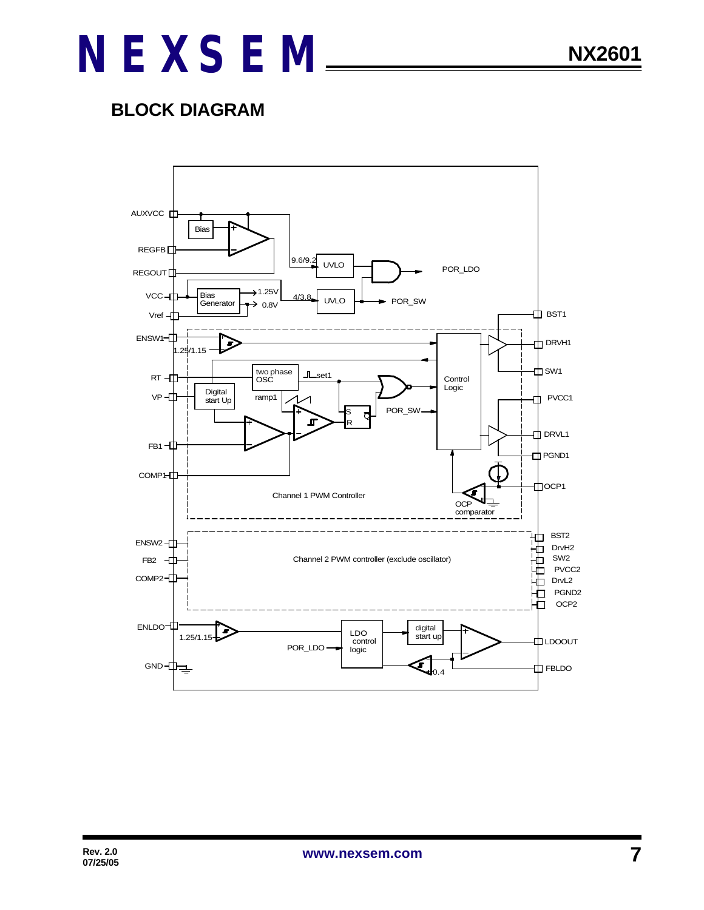## BLOCK DIAGRAM

AUXVCC
Bias
REGFB
REGOUT
9.6/9.2
UVLO
POR_LDO
VCC
Bias Generator
1.25V
0.8V
4/3.8
UVLO
POR_SW
Vref
BST1
ENSW1
DRVH1
1.25/1.15
SW1
RT
two phase OSC
set1
Control Logic
VP
Digital start Up
ramp1
PVCC1
S
R
Q
POR_SW
DRVL1
FB1
PGND1
COMP1
OCP1
Channel 1 PWM Controller
OCP comparator
ENSW2
BST2
DrvH2
FB2
Channel 2 PWM controller (exclude oscillator)
SW2
COMP2
PVCC2
DrvL2
PGND2
OCP2
ENLDO
LDO control logic
digital start up
1.25/1.15
LDOOUT
POR_LDO
GND
0.4
FBLDO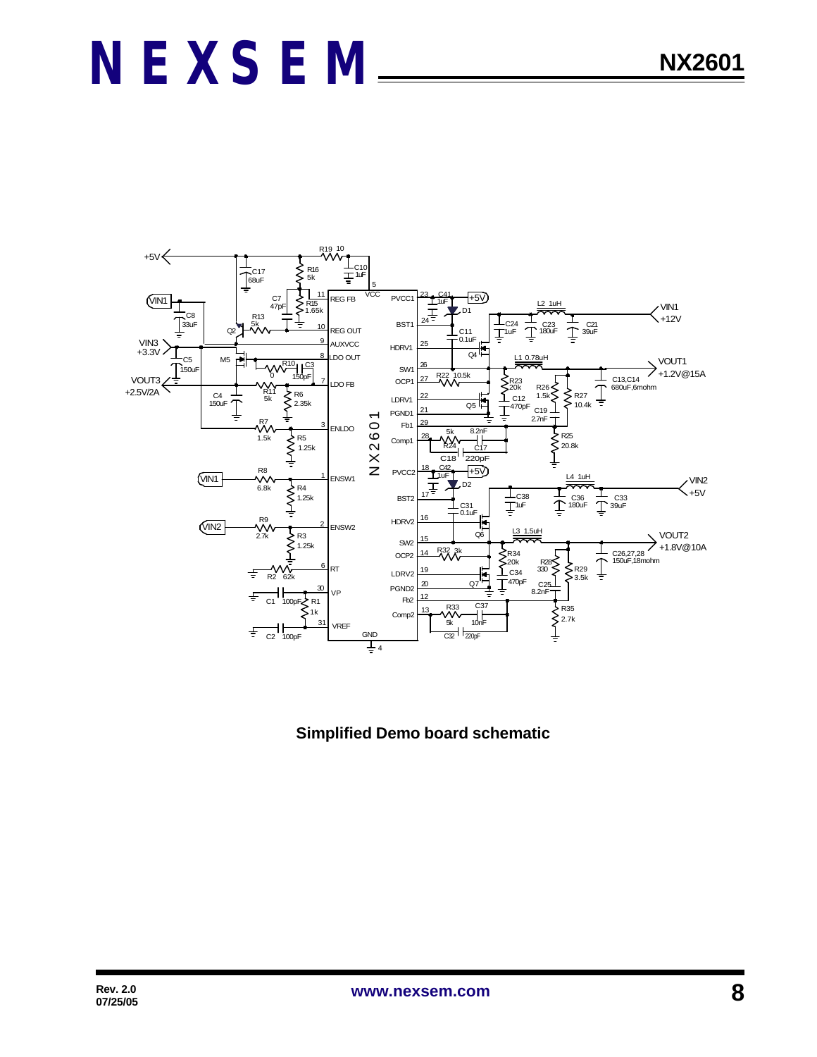**Simplified Demo board schematic**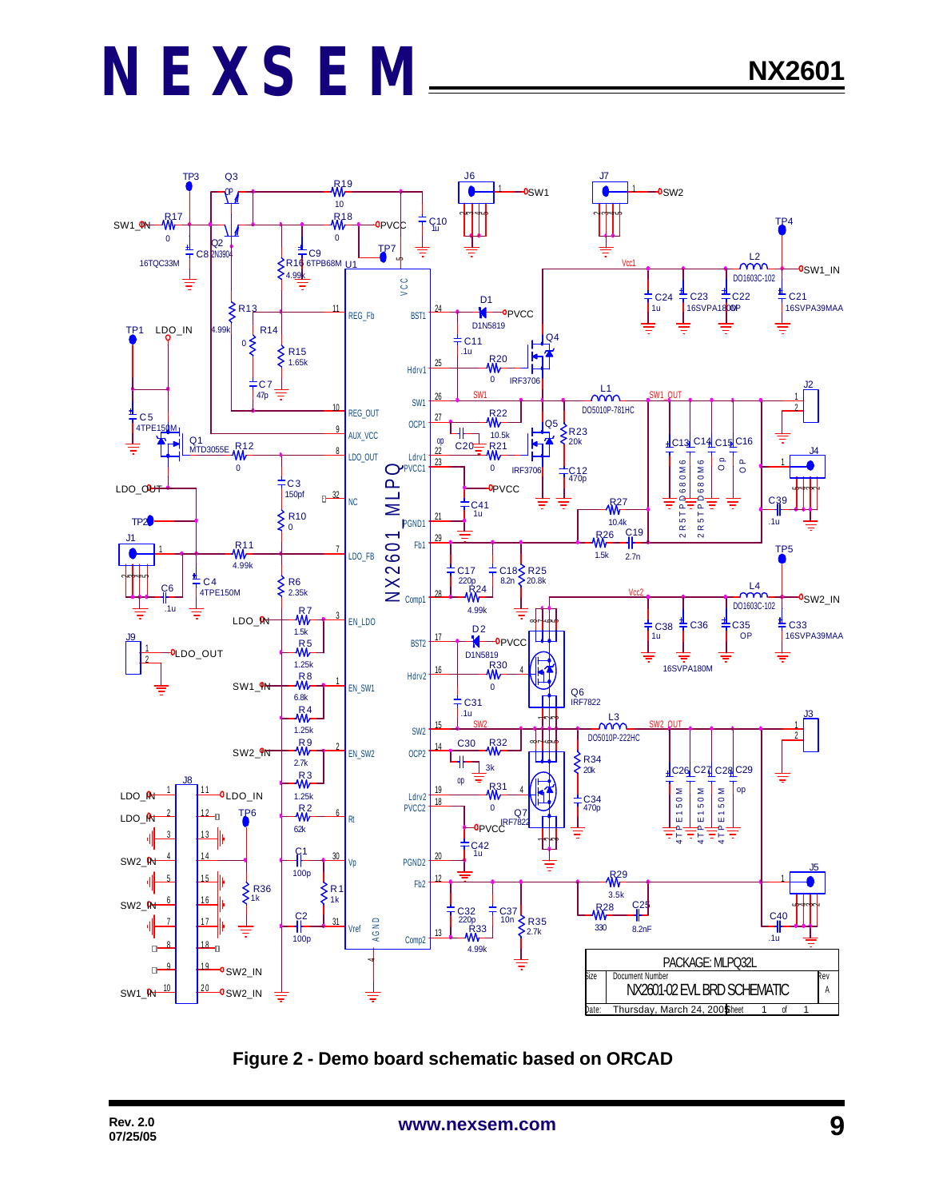**Figure 2 - Demo board schematic based on ORCAD**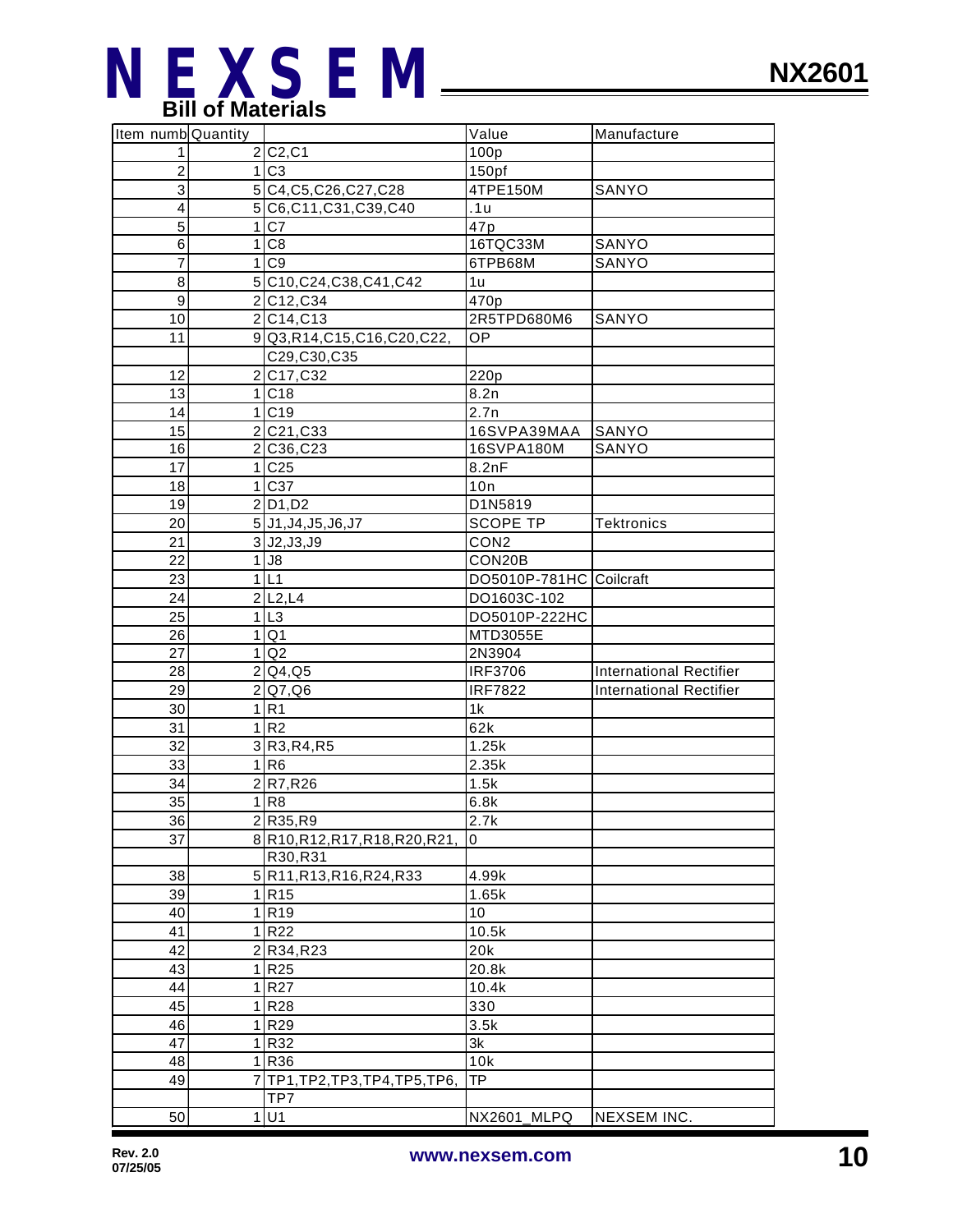## Bill of Materials

| Item numb | Quantity | | Value | Manufacture |
|---|---|---|---|---|
| 1 | 2 | C2,C1 | 100p | |
| 2 | 1 | C3 | 150pf | |
| 3 | 5 | C4,C5,C26,C27,C28 | 4TPE150M | SANYO |
| 4 | 5 | C6,C11,C31,C39,C40 | .1u | |
| 5 | 1 | C7 | 47p | |
| 6 | 1 | C8 | 16TQC33M | SANYO |
| 7 | 1 | C9 | 6TPB68M | SANYO |
| 8 | 5 | C10,C24,C38,C41,C42 | 1u | |
| 9 | 2 | C12,C34 | 470p | |
| 10 | 2 | C14,C13 | 2R5TPD680M6 | SANYO |
| 11 | 9 | Q3,R14,C15,C16,C20,C22, | OP | |
| | | C29,C30,C35 | | |
| 12 | 2 | C17,C32 | 220p | |
| 13 | 1 | C18 | 8.2n | |
| 14 | 1 | C19 | 2.7n | |
| 15 | 2 | C21,C33 | 16SVPA39MAA | SANYO |
| 16 | 2 | C36,C23 | 16SVPA180M | SANYO |
| 17 | 1 | C25 | 8.2nF | |
| 18 | 1 | C37 | 10n | |
| 19 | 2 | D1,D2 | D1N5819 | |
| 20 | 5 | J1,J4,J5,J6,J7 | SCOPE TP | Tektronics |
| 21 | 3 | J2,J3,J9 | CON2 | |
| 22 | 1 | J8 | CON20B | |
| 23 | 1 | L1 | DO5010P-781HC | Coilcraft |
| 24 | 2 | L2,L4 | DO1603C-102 | |
| 25 | 1 | L3 | DO5010P-222HC | |
| 26 | 1 | Q1 | MTD3055E | |
| 27 | 1 | Q2 | 2N3904 | |
| 28 | 2 | Q4,Q5 | IRF3706 | International Rectifier |
| 29 | 2 | Q7,Q6 | IRF7822 | International Rectifier |
| 30 | 1 | R1 | 1k | |
| 31 | 1 | R2 | 62k | |
| 32 | 3 | R3,R4,R5 | 1.25k | |
| 33 | 1 | R6 | 2.35k | |
| 34 | 2 | R7,R26 | 1.5k | |
| 35 | 1 | R8 | 6.8k | |
| 36 | 2 | R35,R9 | 2.7k | |
| 37 | 8 | R10,R12,R17,R18,R20,R21, | 0 | |
| | | R30,R31 | | |
| 38 | 5 | R11,R13,R16,R24,R33 | 4.99k | |
| 39 | 1 | R15 | 1.65k | |
| 40 | 1 | R19 | 10 | |
| 41 | 1 | R22 | 10.5k | |
| 42 | 2 | R34,R23 | 20k | |
| 43 | 1 | R25 | 20.8k | |
| 44 | 1 | R27 | 10.4k | |
| 45 | 1 | R28 | 330 | |
| 46 | 1 | R29 | 3.5k | |
| 47 | 1 | R32 | 3k | |
| 48 | 1 | R36 | 10k | |
| 49 | 7 | TP1,TP2,TP3,TP4,TP5,TP6, | TP | |
| | | TP7 | | |
| 50 | 1 | U1 | NX2601_MLPQ | NEXSEM INC. |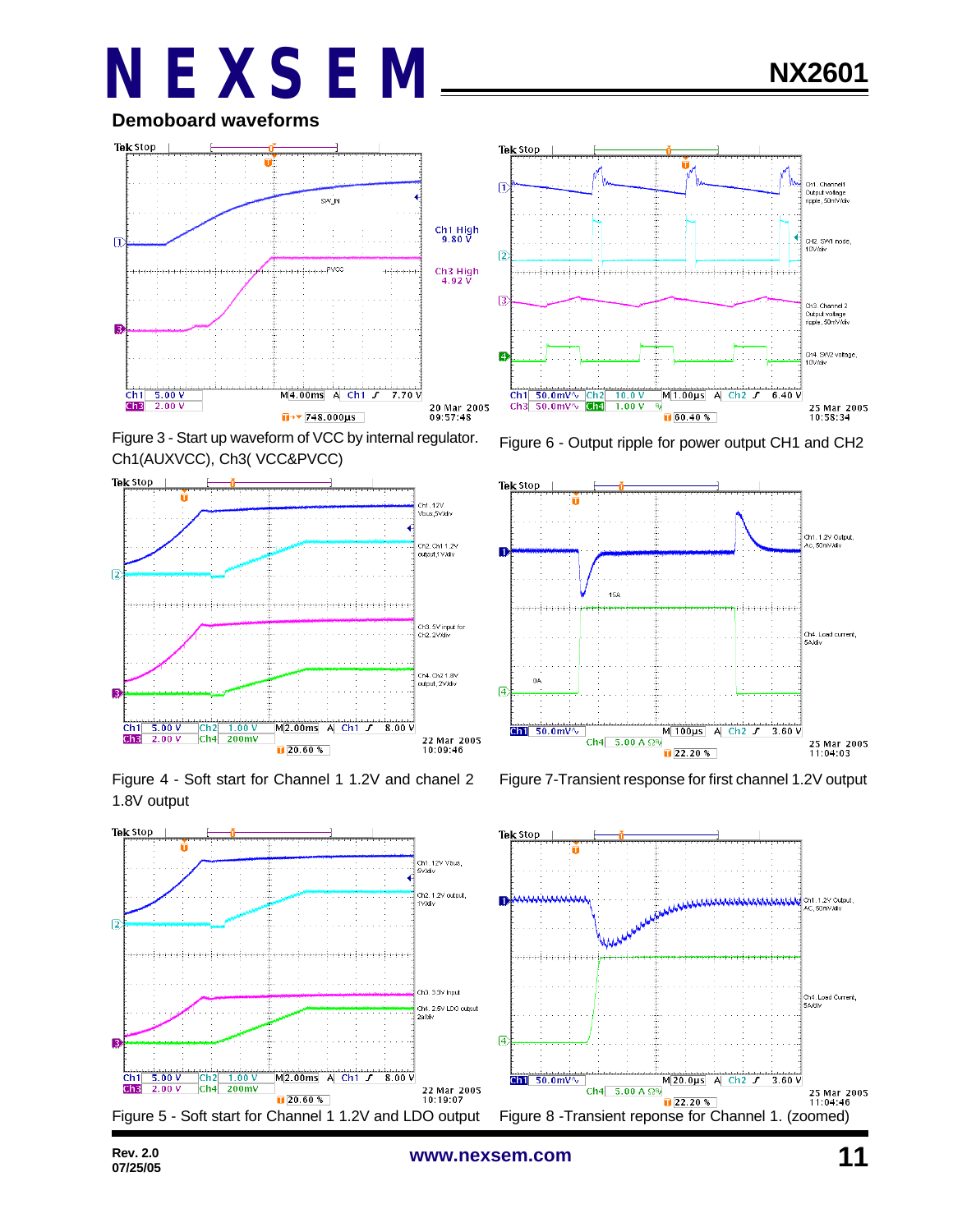## Demoboard waveforms

Figure 3 - Start up waveform of VCC by internal regulator. Ch1(AUXVCC), Ch3( VCC&PVCC)

Figure 6 - Output ripple for power output CH1 and CH2

Figure 4 - Soft start for Channel 1 1.2V and chanel 2 1.8V output

Figure 7-Transient response for first channel 1.2V output

Figure 5 - Soft start for Channel 1 1.2V and LDO output

Figure 8 -Transient reponse for Channel 1. (zoomed)

Rev. 2.0
07/25/05

www.nexsem.com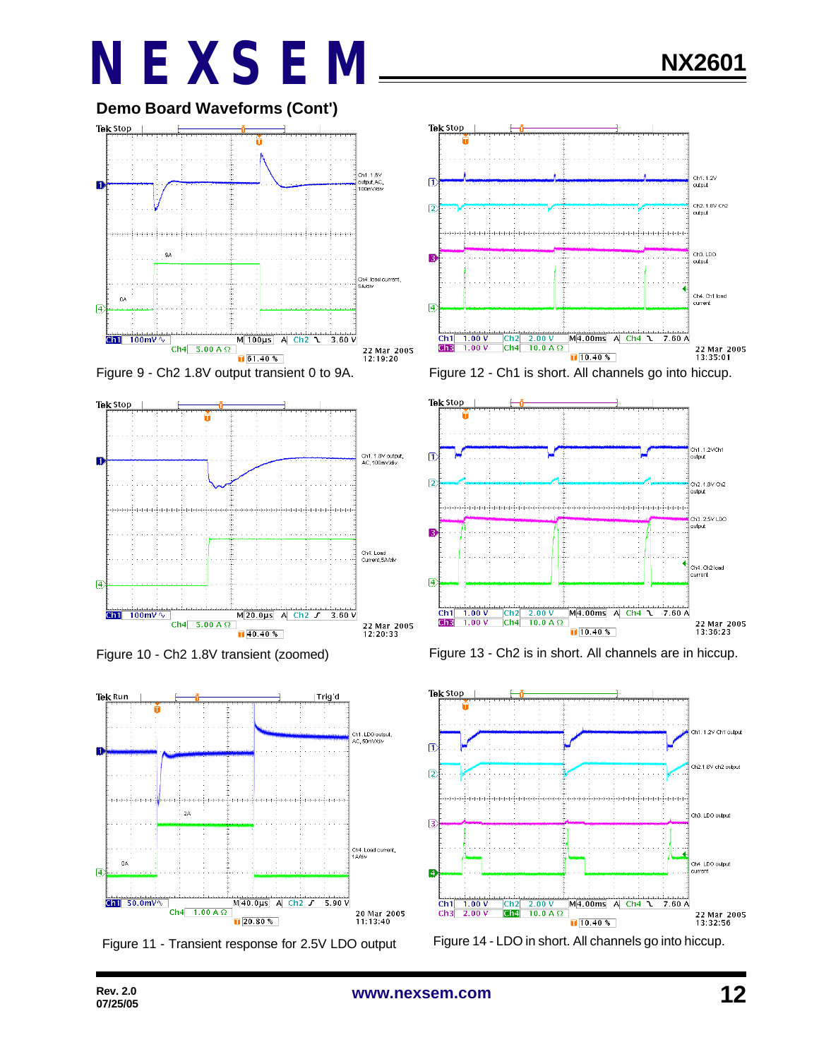## Demo Board Waveforms (Cont')

Figure 9 - Ch2 1.8V output transient 0 to 9A.

Figure 12 - Ch1 is short. All channels go into hiccup.

Figure 10 - Ch2 1.8V transient (zoomed)

Figure 13 - Ch2 is in short. All channels are in hiccup.

Figure 11 - Transient response for 2.5V LDO output

Figure 14 - LDO in short. All channels go into hiccup.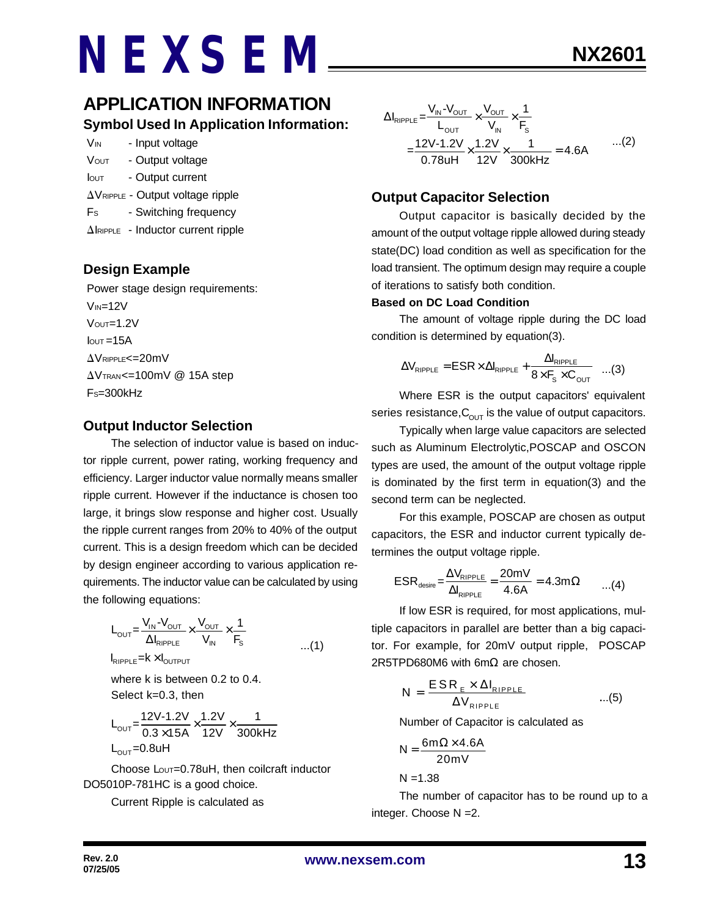## APPLICATION INFORMATION

### Symbol Used In Application Information:

$V_{IN}$ - Input voltage

$V_{OUT}$ - Output voltage

$I_{OUT}$ - Output current

$\Delta V_{RIPPLE}$ - Output voltage ripple

$F_S$ - Switching frequency

$\Delta I_{RIPPLE}$ - Inductor current ripple

### Design Example

Power stage design requirements:

$V_{IN}$=12V

$V_{OUT}$=1.2V

$I_{OUT}$=15A

$\Delta V_{RIPPLE}$<=20mV

$\Delta V_{TRAN}$<=100mV @ 15A step

$F_S$=300kHz

### Output Inductor Selection

The selection of inductor value is based on inductor ripple current, power rating, working frequency and efficiency. Larger inductor value normally means smaller ripple current. However if the inductance is chosen too large, it brings slow response and higher cost. Usually the ripple current ranges from 20% to 40% of the output current. This is a design freedom which can be decided by design engineer according to various application requirements. The inductor value can be calculated by using the following equations:

$$L_{OUT}=\frac{V_{IN}-V_{OUT}}{\Delta I_{RIPPLE}}\times\frac{V_{OUT}}{V_{IN}}\times\frac{1}{F_S} \quad ...(1)$$

$$I_{RIPPLE}=k\times I_{OUTPUT}$$

where k is between 0.2 to 0.4.

Select k=0.3, then

$$L_{OUT}=\frac{12V-1.2V}{0.3\times 15A}\times\frac{1.2V}{12V}\times\frac{1}{300kHz}$$

$$L_{OUT}=0.8uH$$

Choose $L_{OUT}$=0.78uH, then coilcraft inductor DO5010P-781HC is a good choice.

Current Ripple is calculated as

$$\Delta I_{RIPPLE}=\frac{V_{IN}-V_{OUT}}{L_{OUT}}\times\frac{V_{OUT}}{V_{IN}}\times\frac{1}{F_S}$$

$$=\frac{12V-1.2V}{0.78uH}\times\frac{1.2V}{12V}\times\frac{1}{300kHz}=4.6A \quad ...(2)$$

### Output Capacitor Selection

Output capacitor is basically decided by the amount of the output voltage ripple allowed during steady state(DC) load condition as well as specification for the load transient. The optimum design may require a couple of iterations to satisfy both condition.

**Based on DC Load Condition**

The amount of voltage ripple during the DC load condition is determined by equation(3).

$$\Delta V_{RIPPLE}=ESR\times\Delta I_{RIPPLE}+\frac{\Delta I_{RIPPLE}}{8\times F_S\times C_{OUT}} \quad ...(3)$$

Where ESR is the output capacitors' equivalent series resistance, $C_{OUT}$ is the value of output capacitors.

Typically when large value capacitors are selected such as Aluminum Electrolytic, POSCAP and OSCON types are used, the amount of the output voltage ripple is dominated by the first term in equation(3) and the second term can be neglected.

For this example, POSCAP are chosen as output capacitors, the ESR and inductor current typically determines the output voltage ripple.

$$ESR_{desire}=\frac{\Delta V_{RIPPLE}}{\Delta I_{RIPPLE}}=\frac{20mV}{4.6A}=4.3m\Omega \quad ...(4)$$

If low ESR is required, for most applications, multiple capacitors in parallel are better than a big capacitor. For example, for 20mV output ripple, POSCAP 2R5TPD680M6 with 6mΩ are chosen.

$$N=\frac{ESR_E\times\Delta I_{RIPPLE}}{\Delta V_{RIPPLE}} \quad ...(5)$$

Number of Capacitor is calculated as

$$N=\frac{6m\Omega\times 4.6A}{20mV}$$

$$N=1.38$$

The number of capacitor has to be round up to a integer. Choose N =2.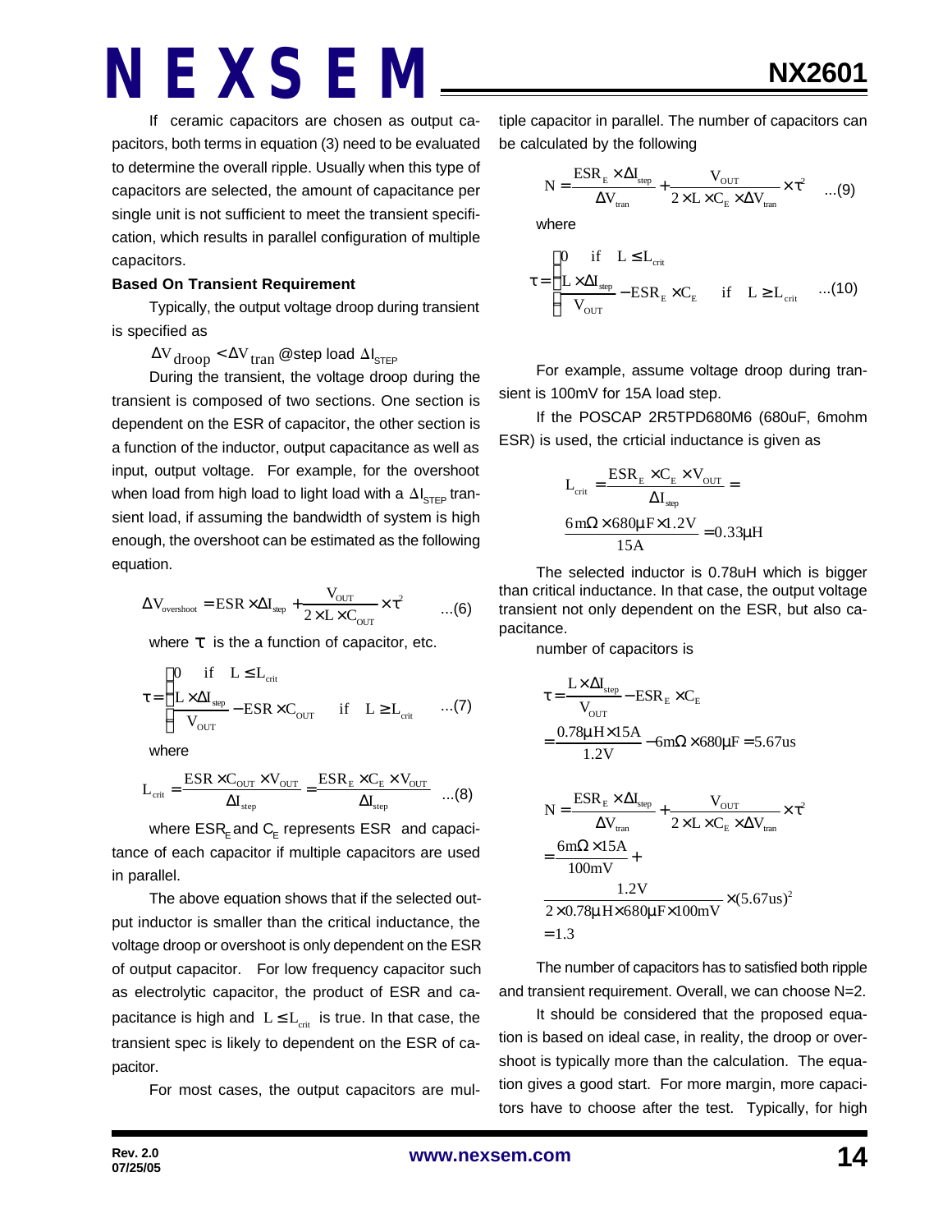If ceramic capacitors are chosen as output capacitors, both terms in equation (3) need to be evaluated to determine the overall ripple. Usually when this type of capacitors are selected, the amount of capacitance per single unit is not sufficient to meet the transient specification, which results in parallel configuration of multiple capacitors.

**Based On Transient Requirement**

Typically, the output voltage droop during transient is specified as

$\Delta V_{droop} < \Delta V_{tran}$ @step load $\Delta I_{STEP}$

During the transient, the voltage droop during the transient is composed of two sections. One section is dependent on the ESR of capacitor, the other section is a function of the inductor, output capacitance as well as input, output voltage. For example, for the overshoot when load from high load to light load with a $\Delta I_{STEP}$ transient load, if assuming the bandwidth of system is high enough, the overshoot can be estimated as the following equation.

$$\Delta V_{overshoot} = ESR \times \Delta I_{step} + \frac{V_{OUT}}{2 \times L \times C_{OUT}} \times \tau^2 \qquad ...(6)$$

where $\tau$ is the a function of capacitor, etc.

$$\tau = \begin{cases} 0 & \text{if} \quad L \le L_{crit} \\ \frac{L \times \Delta I_{step}}{V_{OUT}} - ESR \times C_{OUT} & \text{if} \quad L \ge L_{crit} \end{cases} \qquad ...(7)$$

where

$$L_{crit} = \frac{ESR \times C_{OUT} \times V_{OUT}}{\Delta I_{step}} = \frac{ESR_E \times C_E \times V_{OUT}}{\Delta I_{step}} \qquad ...(8)$$

where $ESR_E$ and $C_E$ represents ESR and capacitance of each capacitor if multiple capacitors are used in parallel.

The above equation shows that if the selected output inductor is smaller than the critical inductance, the voltage droop or overshoot is only dependent on the ESR of output capacitor. For low frequency capacitor such as electrolytic capacitor, the product of ESR and capacitance is high and $L \le L_{crit}$ is true. In that case, the transient spec is likely to dependent on the ESR of capacitor.

For most cases, the output capacitors are multiple capacitor in parallel. The number of capacitors can be calculated by the following

$$N = \frac{ESR_E \times \Delta I_{step}}{\Delta V_{tran}} + \frac{V_{OUT}}{2 \times L \times C_E \times \Delta V_{tran}} \times \tau^2 \qquad ...(9)$$

where

$$\tau = \begin{cases} 0 & \text{if} \quad L \le L_{crit} \\ \frac{L \times \Delta I_{step}}{V_{OUT}} - ESR_E \times C_E & \text{if} \quad L \ge L_{crit} \end{cases} \qquad ...(10)$$

For example, assume voltage droop during transient is 100mV for 15A load step.

If the POSCAP 2R5TPD680M6 (680uF, 6mohm ESR) is used, the crticial inductance is given as

$$L_{crit} = \frac{ESR_E \times C_E \times V_{OUT}}{\Delta I_{step}} = \frac{6m\Omega \times 680\mu F \times 1.2V}{15A} = 0.33\mu H$$

The selected inductor is 0.78uH which is bigger than critical inductance. In that case, the output voltage transient not only dependent on the ESR, but also capacitance.

number of capacitors is

$$\tau = \frac{L \times \Delta I_{step}}{V_{OUT}} - ESR_E \times C_E = \frac{0.78\mu H \times 15A}{1.2V} - 6m\Omega \times 680\mu F = 5.67us$$

$$N = \frac{ESR_E \times \Delta I_{step}}{\Delta V_{tran}} + \frac{V_{OUT}}{2 \times L \times C_E \times \Delta V_{tran}} \times \tau^2$$
$$= \frac{6m\Omega \times 15A}{100mV} + \frac{1.2V}{2 \times 0.78\mu H \times 680\mu F \times 100mV} \times (5.67us)^2$$
$$= 1.3$$

The number of capacitors has to satisfied both ripple and transient requirement. Overall, we can choose N=2.

It should be considered that the proposed equation is based on ideal case, in reality, the droop or overshoot is typically more than the calculation. The equation gives a good start. For more margin, more capacitors have to choose after the test. Typically, for high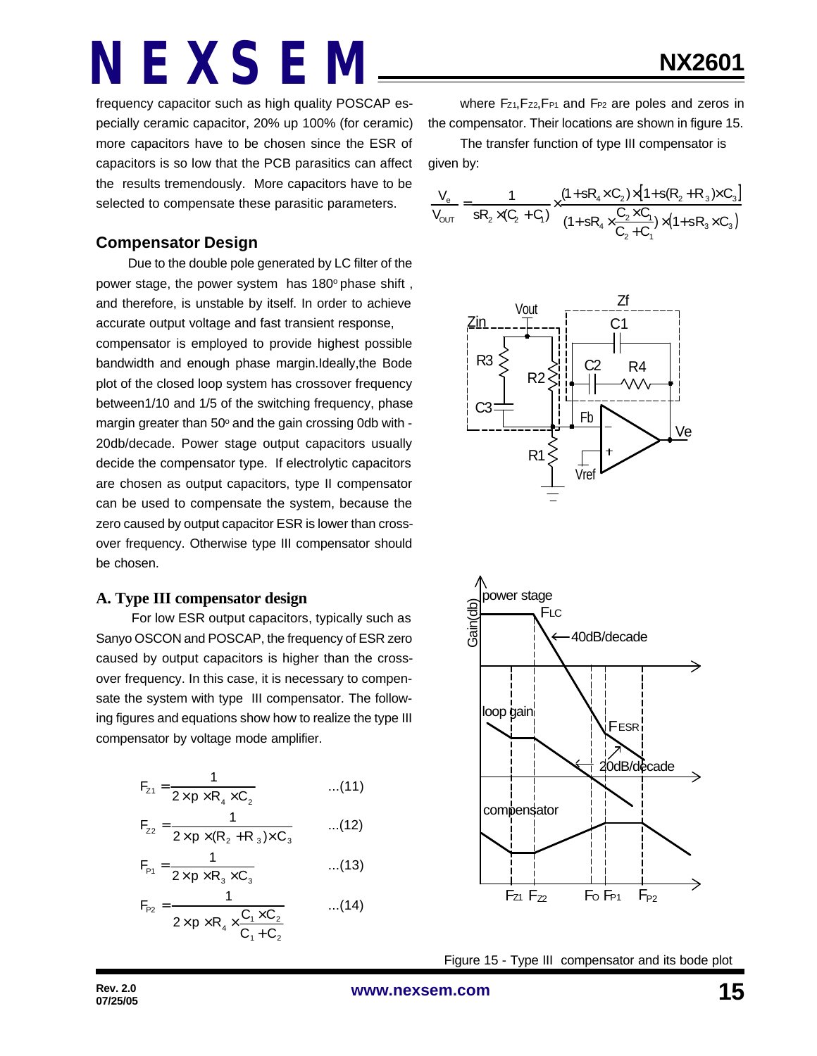frequency capacitor such as high quality POSCAP especially ceramic capacitor, 20% up 100% (for ceramic) more capacitors have to be chosen since the ESR of capacitors is so low that the PCB parasitics can affect the results tremendously. More capacitors have to be selected to compensate these parasitic parameters.

## Compensator Design

Due to the double pole generated by LC filter of the power stage, the power system has 180° phase shift, and therefore, is unstable by itself. In order to achieve accurate output voltage and fast transient response, compensator is employed to provide highest possible bandwidth and enough phase margin. Ideally, the Bode plot of the closed loop system has crossover frequency between 1/10 and 1/5 of the switching frequency, phase margin greater than 50° and the gain crossing 0db with -20db/decade. Power stage output capacitors usually decide the compensator type. If electrolytic capacitors are chosen as output capacitors, type II compensator can be used to compensate the system, because the zero caused by output capacitor ESR is lower than crossover frequency. Otherwise type III compensator should be chosen.

### A. Type III compensator design

For low ESR output capacitors, typically such as Sanyo OSCON and POSCAP, the frequency of ESR zero caused by output capacitors is higher than the crossover frequency. In this case, it is necessary to compensate the system with type III compensator. The following figures and equations show how to realize the type III compensator by voltage mode amplifier.

$$F_{Z1} = \frac{1}{2 \times \pi \times R_4 \times C_2} \qquad ...(11)$$

$$F_{Z2} = \frac{1}{2 \times \pi \times (R_2 + R_3) \times C_3} \qquad ...(12)$$

$$F_{P1} = \frac{1}{2 \times \pi \times R_3 \times C_3} \qquad ...(13)$$

$$F_{P2} = \frac{1}{2 \times \pi \times R_4 \times \frac{C_1 \times C_2}{C_1 + C_2}} \qquad ...(14)$$

where $F_{Z1}$, $F_{Z2}$, $F_{P1}$ and $F_{P2}$ are poles and zeros in the compensator. Their locations are shown in figure 15.

The transfer function of type III compensator is given by:

$$\frac{V_e}{V_{OUT}} = \frac{1}{sR_2 \times (C_2 + C_1)} \times \frac{(1 + sR_4 \times C_2) \times [1 + s(R_2 + R_3) \times C_3]}{(1 + sR_4 \times \frac{C_2 \times C_1}{C_2 + C_1}) \times (1 + sR_3 \times C_3)}$$

Figure 15 - Type III compensator and its bode plot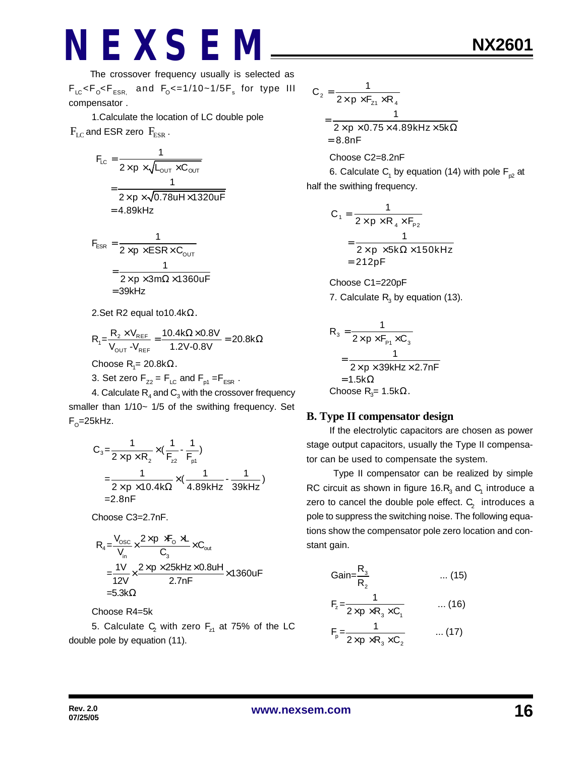The crossover frequency usually is selected as $F_{LC}<F_O<F_{ESR,}$ and $F_O<=1/10\sim1/5F_s$ for type III compensator .

1.Calculate the location of LC double pole $F_{LC}$ and ESR zero $F_{ESR}$ .

$$
\begin{aligned}
F_{LC} &= \frac{1}{2\times p \times\sqrt{L_{OUT}\times C_{OUT}}} \\
&= \frac{1}{2\times p \times\sqrt{0.78uH\times 1320uF}} \\
&= 4.89kHz
\end{aligned}
$$

$$
\begin{aligned}
F_{ESR} &= \frac{1}{2\times p \times ESR \times C_{OUT}} \\
&= \frac{1}{2\times p \times 3m\Omega \times 1360uF} \\
&= 39kHz
\end{aligned}
$$

2.Set R2 equal to10.4kΩ.

$$
R_1 = \frac{R_2 \times V_{REF}}{V_{OUT} - V_{REF}} = \frac{10.4k\Omega \times 0.8V}{1.2V-0.8V} = 20.8k\Omega
$$

Choose $R_1$= 20.8kΩ.

3. Set zero $F_{Z2} = F_{LC}$ and $F_{p1} = F_{ESR}$ .

4. Calculate $R_4$ and $C_3$ with the crossover frequency smaller than 1/10~ 1/5 of the swithing frequency. Set $F_O$=25kHz.

$$
\begin{aligned}
C_3 &= \frac{1}{2\times p \times R_2} \times \left(\frac{1}{F_{z2}} - \frac{1}{F_{p1}}\right) \\
&= \frac{1}{2\times p \times 10.4k\Omega} \times \left(\frac{1}{4.89kHz} - \frac{1}{39kHz}\right) \\
&= 2.8nF
\end{aligned}
$$

Choose C3=2.7nF.

$$
\begin{aligned}
R_4 &= \frac{V_{OSC}}{V_{in}} \times \frac{2\times p \times F_O \times L}{C_3} \times C_{out} \\
&= \frac{1V}{12V} \times \frac{2\times p \times 25kHz \times 0.8uH}{2.7nF} \times 1360uF \\
&= 5.3k\Omega
\end{aligned}
$$

Choose R4=5k

5. Calculate $C_2$ with zero $F_{z1}$ at 75% of the LC double pole by equation (11).

$$
\begin{aligned}
C_2 &= \frac{1}{2\times p \times F_{Z1} \times R_4} \\
&= \frac{1}{2\times p \times 0.75 \times 4.89kHz \times 5k\Omega} \\
&= 8.8nF
\end{aligned}
$$

Choose C2=8.2nF

6. Calculate $C_1$ by equation (14) with pole $F_{p2}$ at half the swithing frequency.

$$
\begin{aligned}
C_1 &= \frac{1}{2\times p \times R_4 \times F_{P2}} \\
&= \frac{1}{2\times p \times 5k\Omega \times 150kHz} \\
&= 212pF
\end{aligned}
$$

Choose C1=220pF

7. Calculate $R_3$ by equation (13).

$$
\begin{aligned}
R_3 &= \frac{1}{2\times p \times F_{P1} \times C_3} \\
&= \frac{1}{2\times p \times 39kHz \times 2.7nF} \\
&= 1.5k\Omega
\end{aligned}
$$

Choose $R_3$= 1.5kΩ.

## B. Type II compensator design

If the electrolytic capacitors are chosen as power stage output capacitors, usually the Type II compensator can be used to compensate the system.

Type II compensator can be realized by simple RC circuit as shown in figure 16.$R_3$ and $C_1$ introduce a zero to cancel the double pole effect. $C_2$ introduces a pole to suppress the switching noise. The following equations show the compensator pole zero location and constant gain.

$$
Gain = \frac{R_3}{R_2} \quad \text{... (15)}
$$

$$
F_z = \frac{1}{2\times p \times R_3 \times C_1} \quad \text{... (16)}
$$

$$
F_p = \frac{1}{2\times p \times R_3 \times C_2} \quad \text{... (17)}
$$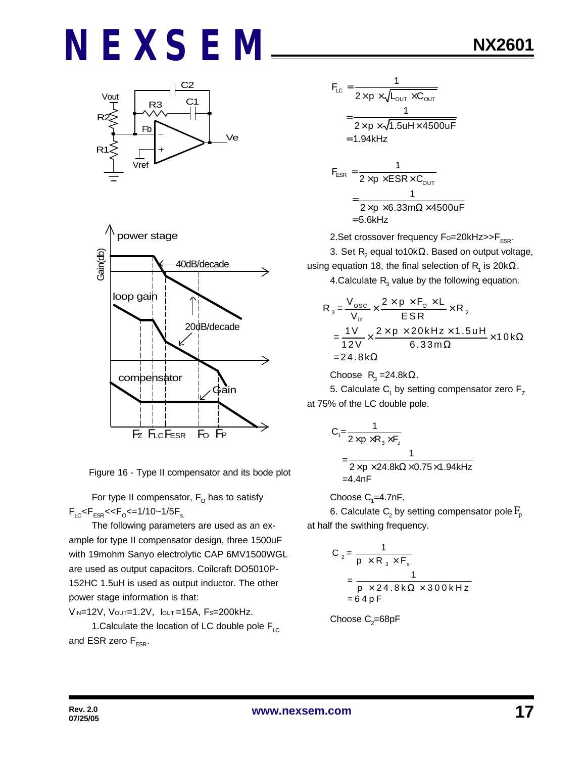Figure 16 - Type II compensator and its bode plot

For type II compensator, $F_O$ has to satisfy $F_{LC}<F_{ESR}<<F_O<=1/10\sim1/5F_s$.

The following parameters are used as an example for type II compensator design, three 1500uF with 19mohm Sanyo electrolytic CAP 6MV1500WGL are used as output capacitors. Coilcraft DO5010P-152HC 1.5uH is used as output inductor. The other power stage information is that:

$V_{IN}$=12V, $V_{OUT}$=1.2V, $I_{OUT}$=15A, $F_S$=200kHz.

1.Calculate the location of LC double pole $F_{LC}$ and ESR zero $F_{ESR}$.

$$F_{LC}=\frac{1}{2\times\pi\times\sqrt{L_{OUT}\times C_{OUT}}}$$
$$=\frac{1}{2\times\pi\times\sqrt{1.5uH\times4500uF}}$$
$$=1.94kHz$$

$$F_{ESR}=\frac{1}{2\times\pi\times ESR\times C_{OUT}}$$
$$=\frac{1}{2\times\pi\times6.33m\Omega\times4500uF}$$
$$=5.6kHz$$

2.Set crossover frequency $F_O$=20kHz>>$F_{ESR}$.

3. Set $R_2$ equal to10k$\Omega$. Based on output voltage, using equation 18, the final selection of $R_1$ is 20k$\Omega$.

4.Calculate $R_3$ value by the following equation.

$$R_3=\frac{V_{OSC}}{V_{in}}\times\frac{2\times\pi\times F_O\times L}{ESR}\times R_2$$
$$=\frac{1V}{12V}\times\frac{2\times\pi\times20kHz\times1.5uH}{6.33m\Omega}\times10k\Omega$$
$$=24.8k\Omega$$

Choose $R_3$ =24.8k$\Omega$.

5. Calculate $C_1$ by setting compensator zero $F_Z$ at 75% of the LC double pole.

$$C_1=\frac{1}{2\times\pi\times R_3\times F_z}$$
$$=\frac{1}{2\times\pi\times24.8k\Omega\times0.75\times1.94kHz}$$
$$=4.4nF$$

Choose $C_1$=4.7nF.

6. Calculate $C_2$ by setting compensator pole $F_p$ at half the swithing frequency.

$$C_2=\frac{1}{\pi\times R_3\times F_s}$$
$$=\frac{1}{\pi\times24.8k\Omega\times300kHz}$$
$$=64pF$$

Choose $C_2$=68pF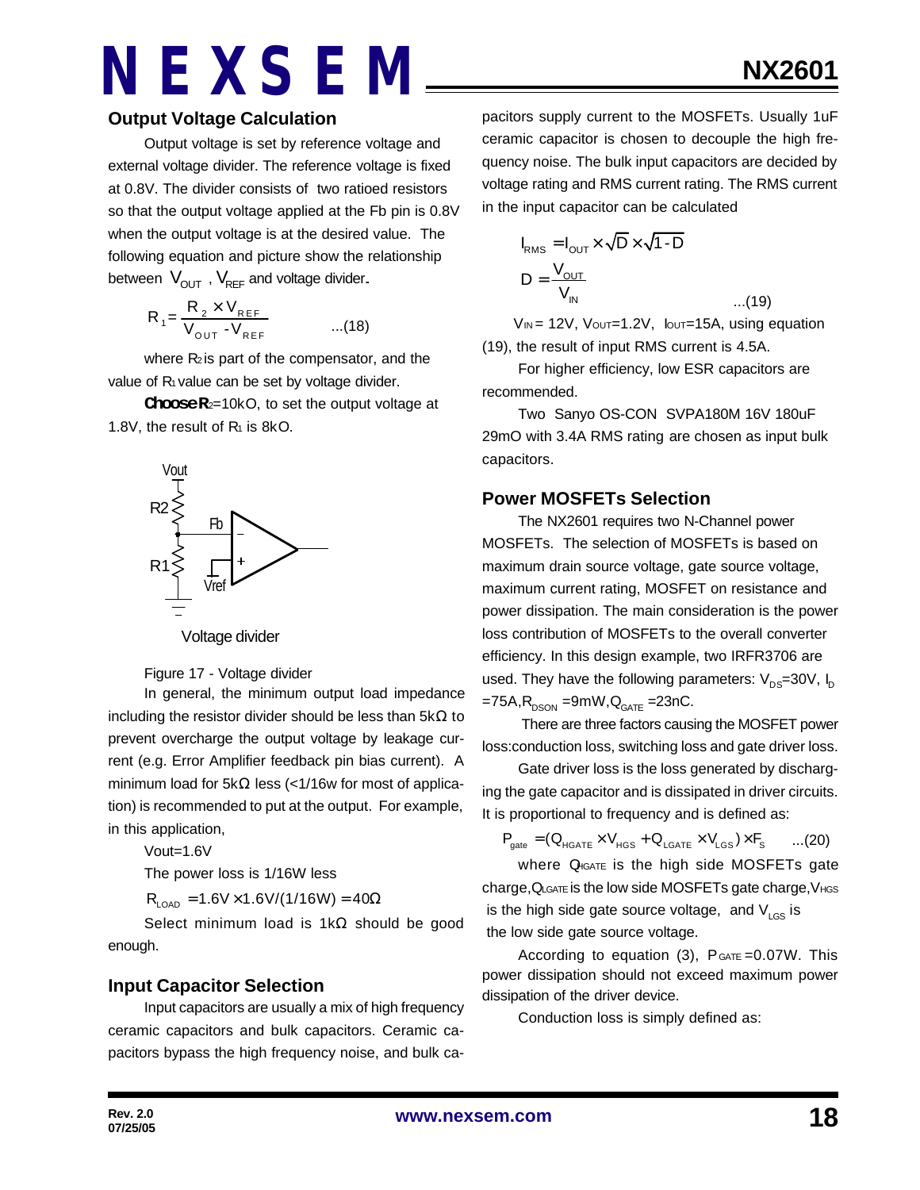## Output Voltage Calculation

Output voltage is set by reference voltage and external voltage divider. The reference voltage is fixed at 0.8V. The divider consists of two ratioed resistors so that the output voltage applied at the Fb pin is 0.8V when the output voltage is at the desired value. The following equation and picture show the relationship between $V_{OUT}$, $V_{REF}$ and voltage divider.

$$R_1 = \frac{R_2 \times V_{REF}}{V_{OUT} - V_{REF}} \qquad ...(18)$$

where $R_2$ is part of the compensator, and the value of $R_1$ value can be set by voltage divider.

**Choose** $R_2$=10kΩ, to set the output voltage at 1.8V, the result of $R_1$ is 8kΩ.

Voltage divider

Figure 17 - Voltage divider

In general, the minimum output load impedance including the resistor divider should be less than 5kΩ to prevent overcharge the output voltage by leakage current (e.g. Error Amplifier feedback pin bias current). A minimum load for 5kΩ less (<1/16w for most of application) is recommended to put at the output. For example, in this application,

Vout=1.6V

The power loss is 1/16W less

$$R_{LOAD} = 1.6V \times 1.6V/(1/16W) = 40\Omega$$

Select minimum load is 1kΩ should be good enough.

## Input Capacitor Selection

Input capacitors are usually a mix of high frequency ceramic capacitors and bulk capacitors. Ceramic capacitors bypass the high frequency noise, and bulk capacitors supply current to the MOSFETs. Usually 1uF ceramic capacitor is chosen to decouple the high frequency noise. The bulk input capacitors are decided by voltage rating and RMS current rating. The RMS current in the input capacitor can be calculated

$$I_{RMS} = I_{OUT} \times \sqrt{D} \times \sqrt{1-D}$$
$$D = \frac{V_{OUT}}{V_{IN}} \qquad ...(19)$$

$V_{IN}$= 12V, $V_{OUT}$=1.2V, $I_{OUT}$=15A, using equation (19), the result of input RMS current is 4.5A.

For higher efficiency, low ESR capacitors are recommended.

Two Sanyo OS-CON SVPA180M 16V 180uF 29mΩ with 3.4A RMS rating are chosen as input bulk capacitors.

## Power MOSFETs Selection

The NX2601 requires two N-Channel power MOSFETs. The selection of MOSFETs is based on maximum drain source voltage, gate source voltage, maximum current rating, MOSFET on resistance and power dissipation. The main consideration is the power loss contribution of MOSFETs to the overall converter efficiency. In this design example, two IRFR3706 are used. They have the following parameters: $V_{DS}$=30V, $I_D$ =75A, $R_{DSON}$ =9mΩ, $Q_{GATE}$ =23nC.

There are three factors causing the MOSFET power loss:conduction loss, switching loss and gate driver loss.

Gate driver loss is the loss generated by discharging the gate capacitor and is dissipated in driver circuits. It is proportional to frequency and is defined as:

$$P_{gate} = (Q_{HGATE} \times V_{HGS} + Q_{LGATE} \times V_{LGS}) \times F_S \qquad ...(20)$$

where $Q_{HGATE}$ is the high side MOSFETs gate charge, $Q_{LGATE}$ is the low side MOSFETs gate charge, $V_{HGS}$ is the high side gate source voltage, and $V_{LGS}$ is the low side gate source voltage.

According to equation (3), $P_{GATE}$ =0.07W. This power dissipation should not exceed maximum power dissipation of the driver device.

Conduction loss is simply defined as: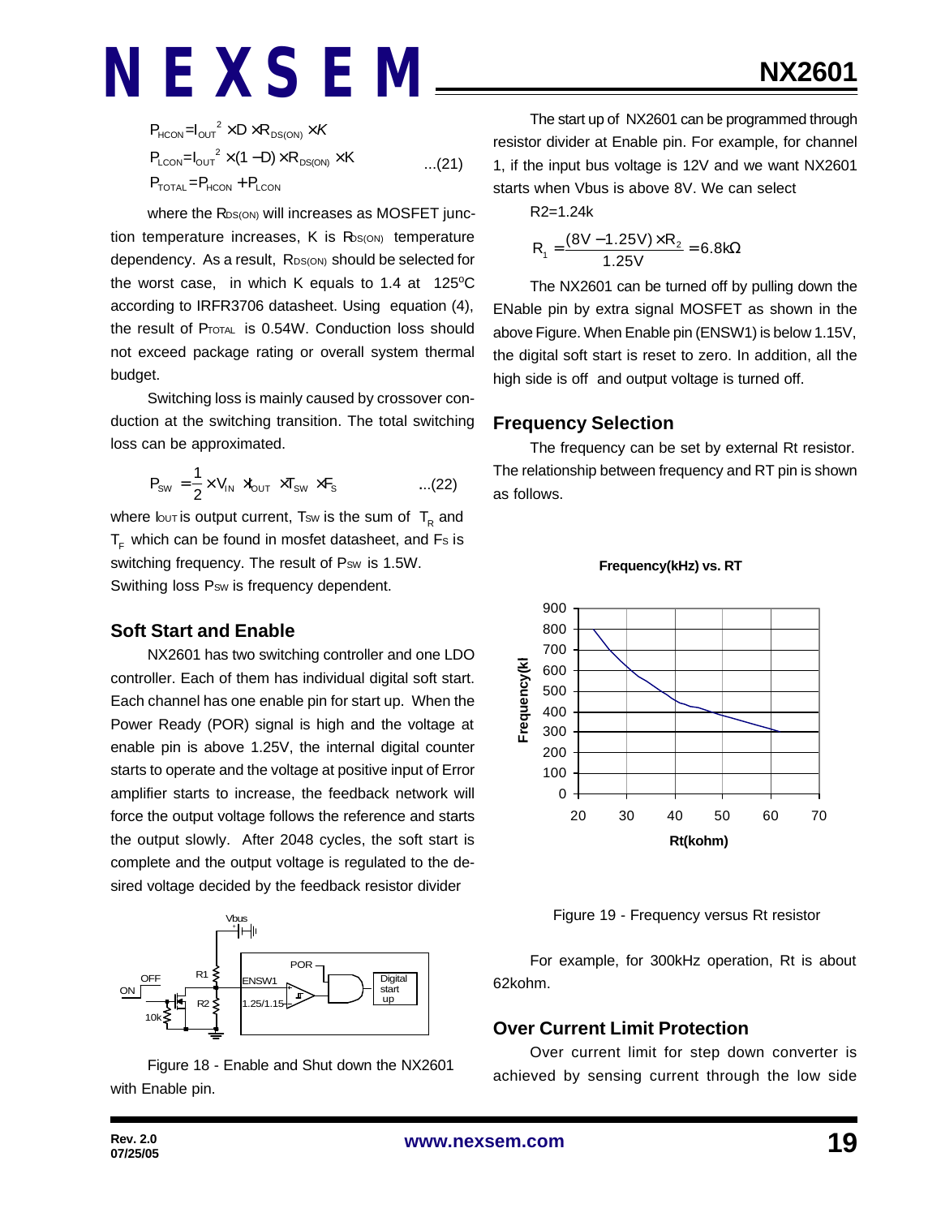$$P_{HCON} = I_{OUT}^2 \times D \times R_{DS(ON)} \times K$$

$$P_{LCON} = I_{OUT}^2 \times (1-D) \times R_{DS(ON)} \times K \qquad ...(21)$$

$$P_{TOTAL} = P_{HCON} + P_{LCON}$$

where the $R_{DS(ON)}$ will increases as MOSFET junction temperature increases, K is $R_{DS(ON)}$ temperature dependency. As a result, $R_{DS(ON)}$ should be selected for the worst case, in which K equals to 1.4 at 125°C according to IRFR3706 datasheet. Using equation (4), the result of $P_{TOTAL}$ is 0.54W. Conduction loss should not exceed package rating or overall system thermal budget.

Switching loss is mainly caused by crossover conduction at the switching transition. The total switching loss can be approximated.

$$P_{SW} = \frac{1}{2} \times V_{IN} \times I_{OUT} \times T_{SW} \times F_S \qquad ...(22)$$

where $I_{OUT}$ is output current, $T_{SW}$ is the sum of $T_R$ and $T_F$ which can be found in mosfet datasheet, and $F_S$ is switching frequency. The result of $P_{SW}$ is 1.5W. Swithing loss $P_{SW}$ is frequency dependent.

## Soft Start and Enable

NX2601 has two switching controller and one LDO controller. Each of them has individual digital soft start. Each channel has one enable pin for start up. When the Power Ready (POR) signal is high and the voltage at enable pin is above 1.25V, the internal digital counter starts to operate and the voltage at positive input of Error amplifier starts to increase, the feedback network will force the output voltage follows the reference and starts the output slowly. After 2048 cycles, the soft start is complete and the output voltage is regulated to the desired voltage decided by the feedback resistor divider

Figure 18 - Enable and Shut down the NX2601 with Enable pin.

The start up of NX2601 can be programmed through resistor divider at Enable pin. For example, for channel 1, if the input bus voltage is 12V and we want NX2601 starts when Vbus is above 8V. We can select

R2=1.24k

$$R_1 = \frac{(8V - 1.25V) \times R_2}{1.25V} = 6.8k\Omega$$

The NX2601 can be turned off by pulling down the ENable pin by extra signal MOSFET as shown in the above Figure. When Enable pin (ENSW1) is below 1.15V, the digital soft start is reset to zero. In addition, all the high side is off and output voltage is turned off.

## Frequency Selection

The frequency can be set by external Rt resistor. The relationship between frequency and RT pin is shown as follows.

Figure 19 - Frequency versus Rt resistor

For example, for 300kHz operation, Rt is about 62kohm.

## Over Current Limit Protection

Over current limit for step down converter is achieved by sensing current through the low side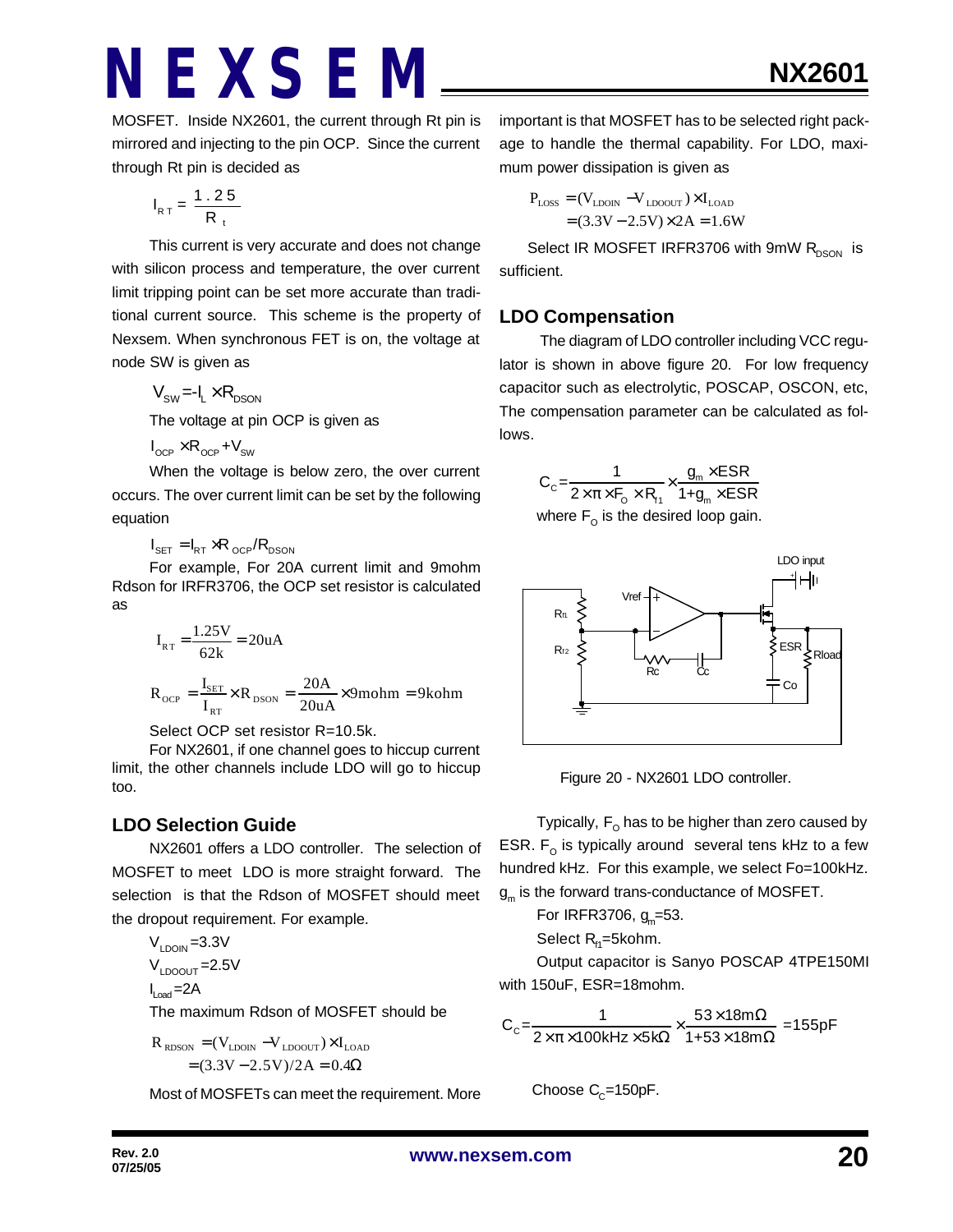MOSFET. Inside NX2601, the current through Rt pin is mirrored and injecting to the pin OCP. Since the current through Rt pin is decided as

$$I_{RT} = \frac{1.25}{R_t}$$

This current is very accurate and does not change with silicon process and temperature, the over current limit tripping point can be set more accurate than traditional current source. This scheme is the property of Nexsem. When synchronous FET is on, the voltage at node SW is given as

$$V_{SW} = -I_L \times R_{DSON}$$

The voltage at pin OCP is given as

$$I_{OCP} \times R_{OCP} + V_{SW}$$

When the voltage is below zero, the over current occurs. The over current limit can be set by the following equation

$$I_{SET} = I_{RT} \times R_{OCP} / R_{DSON}$$

For example, For 20A current limit and 9mohm Rdson for IRFR3706, the OCP set resistor is calculated as

$$I_{RT} = \frac{1.25V}{62k} = 20uA$$

$$R_{OCP} = \frac{I_{SET}}{I_{RT}} \times R_{DSON} = \frac{20A}{20uA} \times 9mohm = 9kohm$$

Select OCP set resistor R=10.5k.

For NX2601, if one channel goes to hiccup current limit, the other channels include LDO will go to hiccup too.

## LDO Selection Guide

NX2601 offers a LDO controller. The selection of MOSFET to meet LDO is more straight forward. The selection is that the Rdson of MOSFET should meet the dropout requirement. For example.

$V_{LDOIN}$=3.3V

$V_{LDOOUT}$=2.5V

$I_{Load}$=2A

The maximum Rdson of MOSFET should be

$$R_{RDSON} = (V_{LDOIN} - V_{LDOOUT}) \times I_{LOAD}$$
$$= (3.3V - 2.5V)/2A = 0.4\Omega$$

Most of MOSFETs can meet the requirement. More important is that MOSFET has to be selected right package to handle the thermal capability. For LDO, maximum power dissipation is given as

$$P_{LOSS} = (V_{LDOIN} - V_{LDOOUT}) \times I_{LOAD}$$
$$= (3.3V - 2.5V) \times 2A = 1.6W$$

Select IR MOSFET IRFR3706 with 9mW $R_{DSON}$ is sufficient.

## LDO Compensation

The diagram of LDO controller including VCC regulator is shown in above figure 20. For low frequency capacitor such as electrolytic, POSCAP, OSCON, etc, The compensation parameter can be calculated as follows.

$$C_C = \frac{1}{2 \times \pi \times F_O \times R_{f1}} \times \frac{g_m \times ESR}{1 + g_m \times ESR}$$

where $F_O$ is the desired loop gain.

Figure 20 - NX2601 LDO controller.

Typically, $F_O$ has to be higher than zero caused by ESR. $F_O$ is typically around several tens kHz to a few hundred kHz. For this example, we select Fo=100kHz. $g_m$ is the forward trans-conductance of MOSFET.

For IRFR3706, $g_m$=53.

Select $R_{f1}$=5kohm.

Output capacitor is Sanyo POSCAP 4TPE150MI with 150uF, ESR=18mohm.

$$C_C = \frac{1}{2 \times \pi \times 100kHz \times 5k\Omega} \times \frac{53 \times 18m\Omega}{1 + 53 \times 18m\Omega} = 155pF$$

Choose $C_C$=150pF.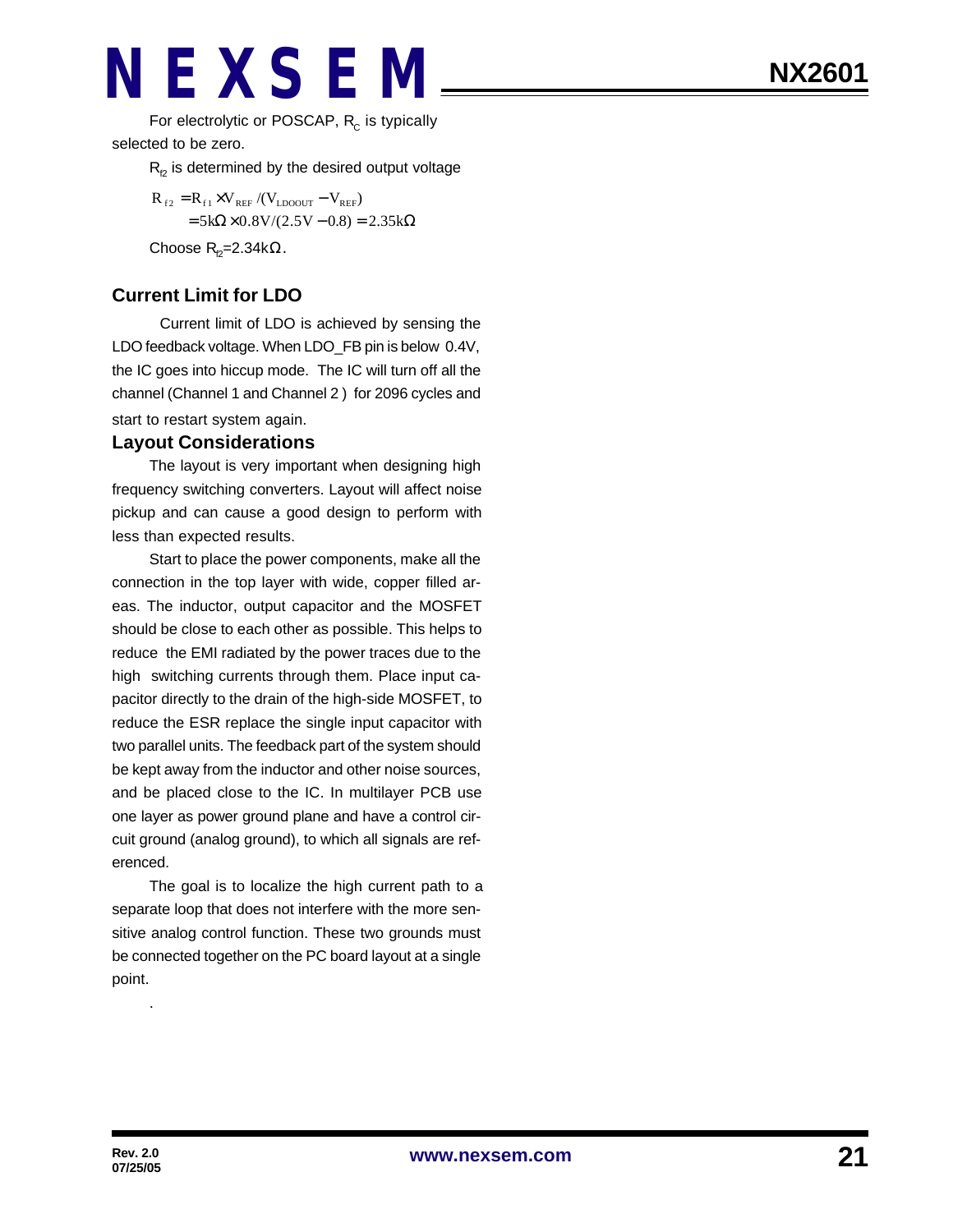For electrolytic or POSCAP, $R_C$ is typically selected to be zero.

$R_{f2}$ is determined by the desired output voltage

$$R_{f2} = R_{f1} \times V_{REF} / (V_{LDOOUT} - V_{REF})$$
$$= 5k\Omega \times 0.8V / (2.5V - 0.8) = 2.35k\Omega$$

Choose $R_{f2}$=2.34kΩ.

## Current Limit for LDO

Current limit of LDO is achieved by sensing the LDO feedback voltage. When LDO_FB pin is below 0.4V, the IC goes into hiccup mode. The IC will turn off all the channel (Channel 1 and Channel 2 ) for 2096 cycles and start to restart system again.

## Layout Considerations

The layout is very important when designing high frequency switching converters. Layout will affect noise pickup and can cause a good design to perform with less than expected results.

Start to place the power components, make all the connection in the top layer with wide, copper filled areas. The inductor, output capacitor and the MOSFET should be close to each other as possible. This helps to reduce the EMI radiated by the power traces due to the high switching currents through them. Place input capacitor directly to the drain of the high-side MOSFET, to reduce the ESR replace the single input capacitor with two parallel units. The feedback part of the system should be kept away from the inductor and other noise sources, and be placed close to the IC. In multilayer PCB use one layer as power ground plane and have a control circuit ground (analog ground), to which all signals are referenced.

The goal is to localize the high current path to a separate loop that does not interfere with the more sensitive analog control function. These two grounds must be connected together on the PC board layout at a single point.

.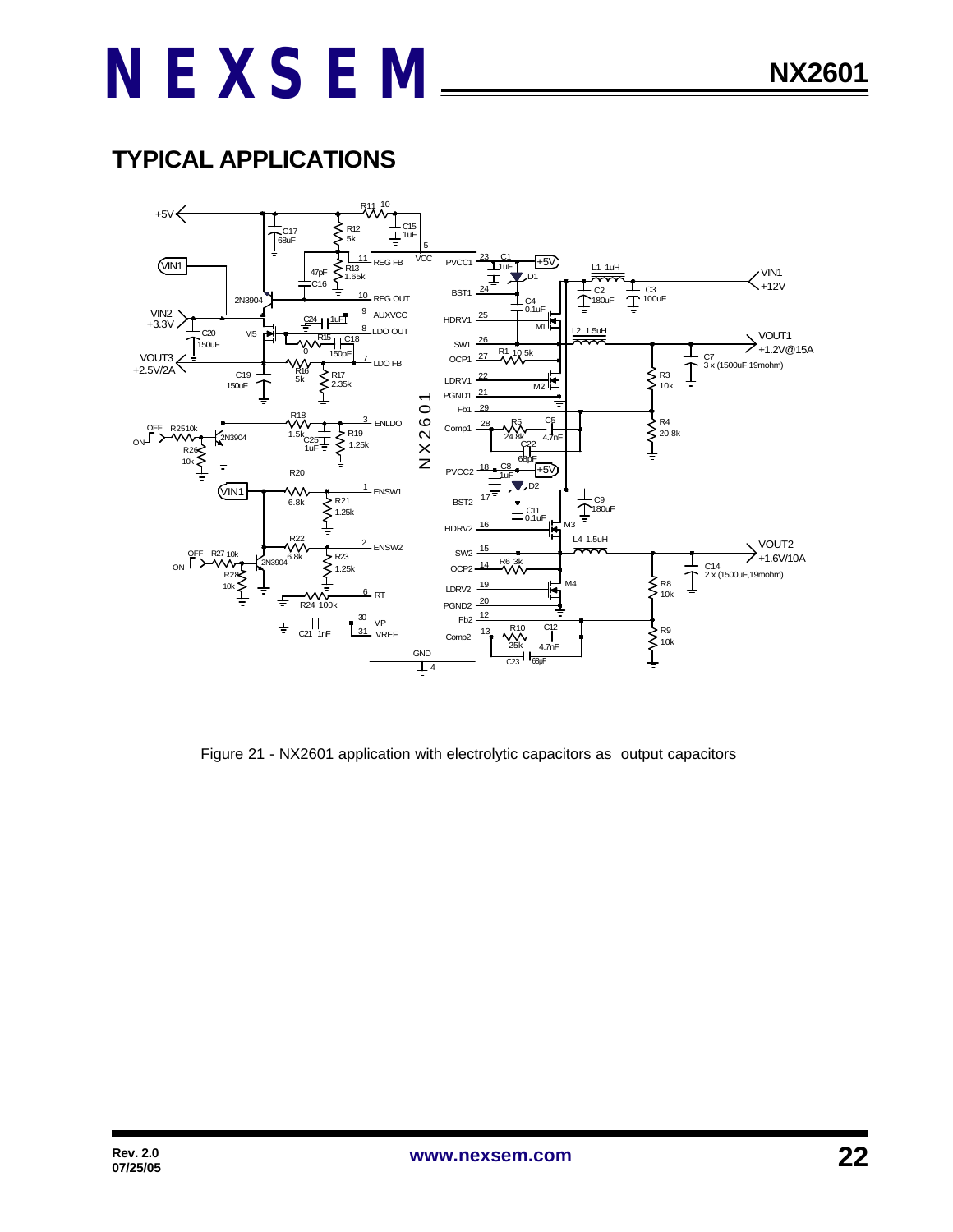## TYPICAL APPLICATIONS

Figure 21 - NX2601 application with electrolytic capacitors as output capacitors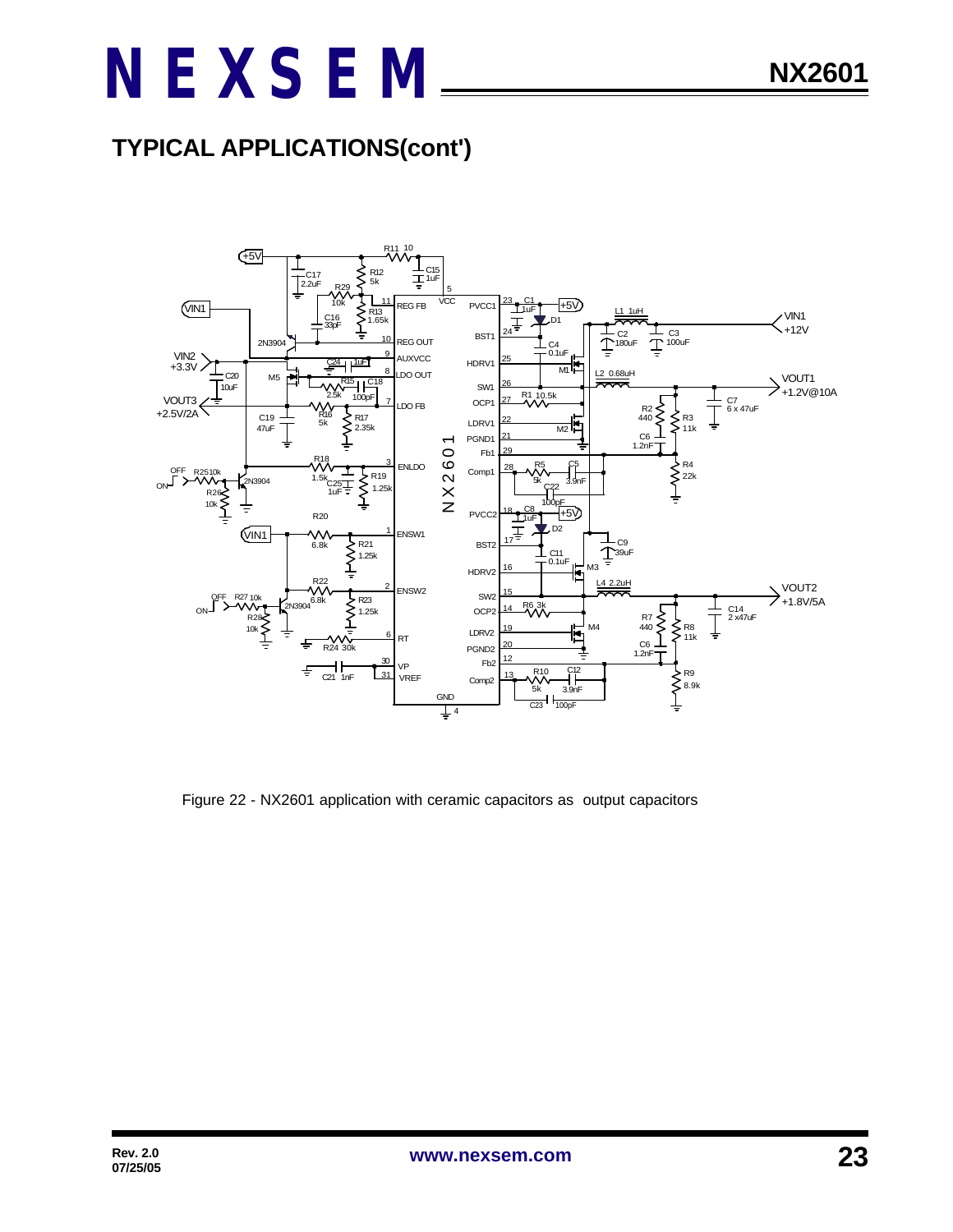## TYPICAL APPLICATIONS(cont')

+5V
R11 10
C15 1uF
C17 2.2uF
R12 5k
R29 10k
R13 1.65k
C16 33pF
VIN1
2N3904
VIN2 +3.3V
C20 10uF
VOUT3 +2.5V/2A
M5
C24 1uF
R15 2.5k
C18 100pF
C19 47uF
R16 5k
R17 2.35k
OFF ON
R25 10k
R26 10k
2N3904
R18 1.5k
C25 1uF
R19 1.25k
R20 6.8k
R21 1.25k
R22 6.8k
R23 1.25k
R27 10k
R28 10k
R24 30k
C21 1nF
REG FB, REG OUT, AUXVCC, LDO OUT, LDO FB, ENLDO, ENSW1, ENSW2, RT, VP, VREF, VCC, GND
NX2601
PVCC1, BST1, HDRV1, SW1, OCP1, LDRV1, PGND1, Fb1, Comp1, PVCC2, BST2, HDRV2, SW2, OCP2, LDRV2, PGND2, Fb2, Comp2
C1 1uF
D1
L1 1uH
C2 180uF
C3 100uF
VIN1 +12V
C4 0.1uF
M1
L2 0.68uH
VOUT1 +1.2V@10A
R1 10.5k
R2 440
R3 11k
C7 6 x 47uF
M2
C6 1.2nF
R4 22k
R5 5k
C5 3.9nF
C22 100pF
C8 1uF
D2
C9 39uF
C11 0.1uF
M3
L4 2.2uH
VOUT2 +1.8V/5A
R6 3k
R7 440
R8 11k
C14 2 x47uF
M4
C6 1.2nF
R9 8.9k
R10 5k
C12 3.9nF
C23 100pF

Figure 22 - NX2601 application with ceramic capacitors as output capacitors